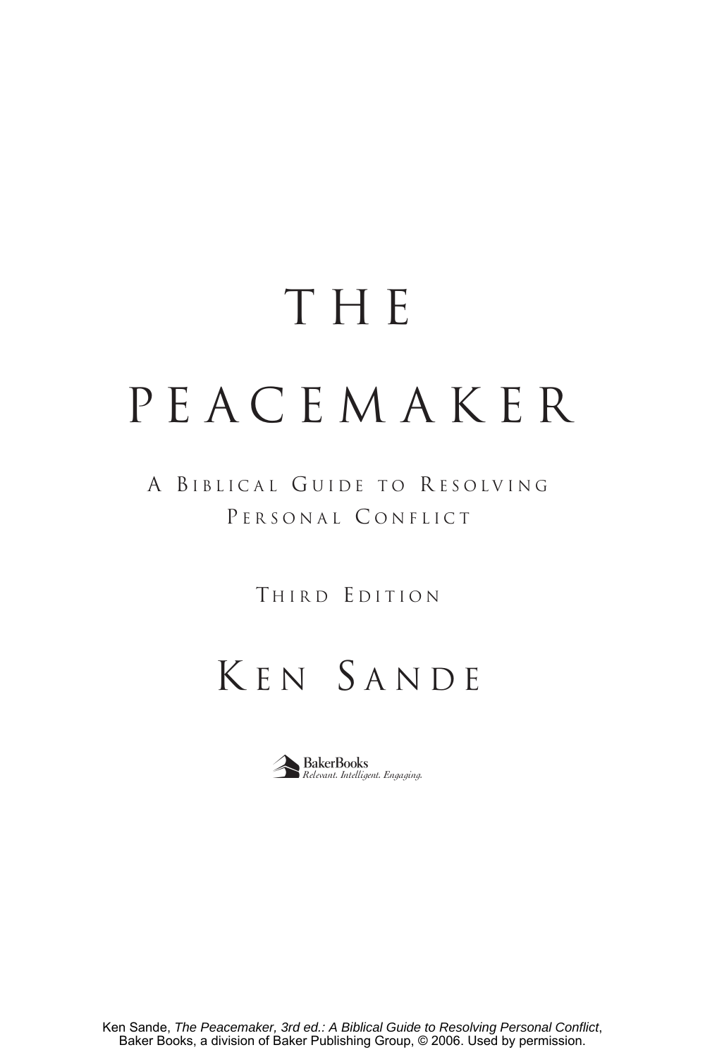# THE PEACEMAKER

## A Biblical Guide to Resolving Personal Conflict

Third Edition

Ken Sande

BakerBooks
*Relevant. Intelligent. Engaging.*

Ken Sande, *The Peacemaker, 3rd ed.: A Biblical Guide to Resolving Personal Conflict*, Baker Books, a division of Baker Publishing Group, © 2006. Used by permission.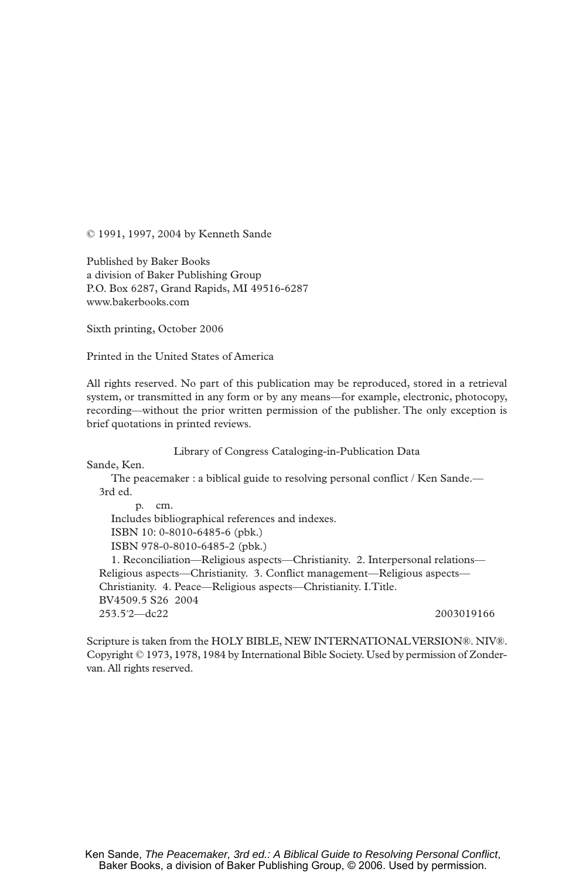© 1991, 1997, 2004 by Kenneth Sande

Published by Baker Books
a division of Baker Publishing Group
P.O. Box 6287, Grand Rapids, MI 49516-6287
www.bakerbooks.com

Sixth printing, October 2006

Printed in the United States of America

All rights reserved. No part of this publication may be reproduced, stored in a retrieval system, or transmitted in any form or by any means—for example, electronic, photocopy, recording—without the prior written permission of the publisher. The only exception is brief quotations in printed reviews.

Library of Congress Cataloging-in-Publication Data

Sande, Ken.
The peacemaker : a biblical guide to resolving personal conflict / Ken Sande.—3rd ed.
p. cm.
Includes bibliographical references and indexes.
ISBN 10: 0-8010-6485-6 (pbk.)
ISBN 978-0-8010-6485-2 (pbk.)
1. Reconciliation—Religious aspects—Christianity. 2. Interpersonal relations—Religious aspects—Christianity. 3. Conflict management—Religious aspects—Christianity. 4. Peace—Religious aspects—Christianity. I. Title.
BV4509.5 S26 2004
253.5′2—dc22 2003019166

Scripture is taken from the HOLY BIBLE, NEW INTERNATIONAL VERSION®. NIV®. Copyright © 1973, 1978, 1984 by International Bible Society. Used by permission of Zondervan. All rights reserved.

Ken Sande, *The Peacemaker, 3rd ed.: A Biblical Guide to Resolving Personal Conflict*, Baker Books, a division of Baker Publishing Group, © 2006. Used by permission.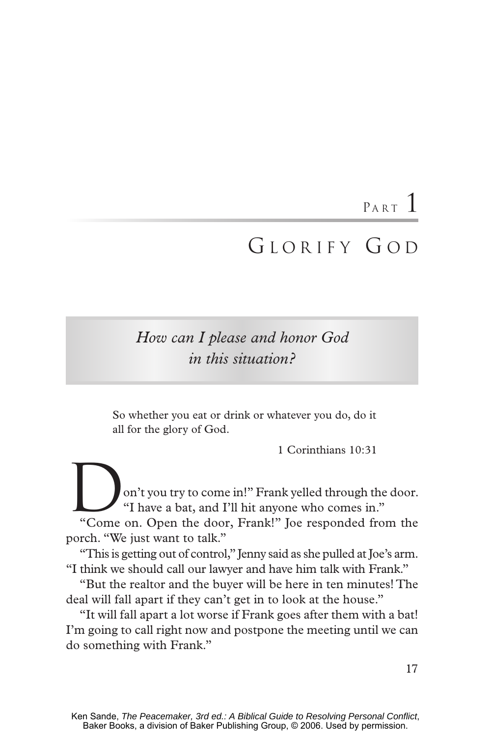# Part 1

# Glorify God

*How can I please and honor God in this situation?*

> So whether you eat or drink or whatever you do, do it all for the glory of God.
>
> 1 Corinthians 10:31

"Don't you try to come in!" Frank yelled through the door. "I have a bat, and I'll hit anyone who comes in."

"Come on. Open the door, Frank!" Joe responded from the porch. "We just want to talk."

"This is getting out of control," Jenny said as she pulled at Joe's arm. "I think we should call our lawyer and have him talk with Frank."

"But the realtor and the buyer will be here in ten minutes! The deal will fall apart if they can't get in to look at the house."

"It will fall apart a lot worse if Frank goes after them with a bat! I'm going to call right now and postpone the meeting until we can do something with Frank."

Ken Sande, *The Peacemaker, 3rd ed.: A Biblical Guide to Resolving Personal Conflict*, Baker Books, a division of Baker Publishing Group, © 2006. Used by permission.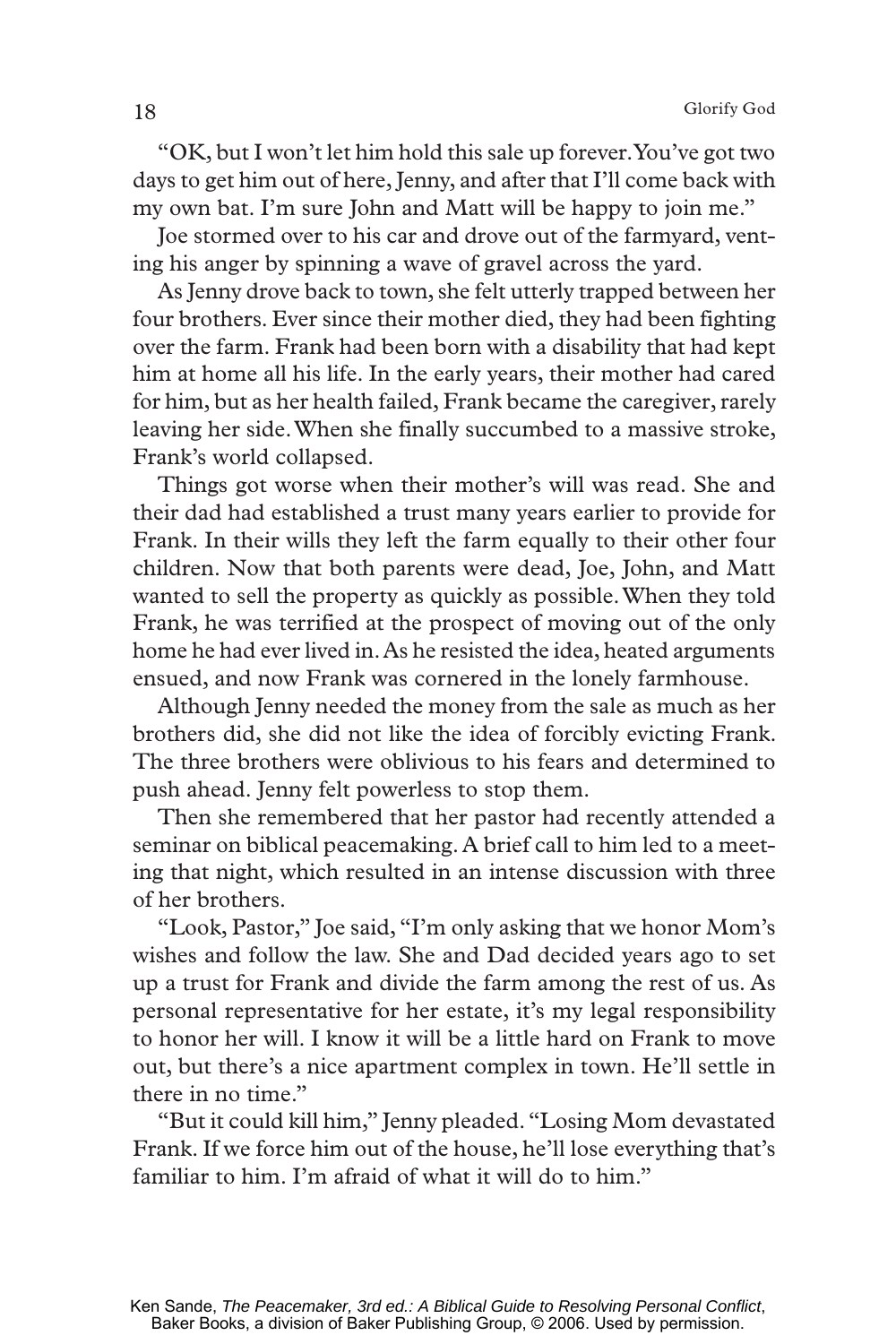"OK, but I won't let him hold this sale up forever. You've got two days to get him out of here, Jenny, and after that I'll come back with my own bat. I'm sure John and Matt will be happy to join me."

Joe stormed over to his car and drove out of the farmyard, venting his anger by spinning a wave of gravel across the yard.

As Jenny drove back to town, she felt utterly trapped between her four brothers. Ever since their mother died, they had been fighting over the farm. Frank had been born with a disability that had kept him at home all his life. In the early years, their mother had cared for him, but as her health failed, Frank became the caregiver, rarely leaving her side. When she finally succumbed to a massive stroke, Frank's world collapsed.

Things got worse when their mother's will was read. She and their dad had established a trust many years earlier to provide for Frank. In their wills they left the farm equally to their other four children. Now that both parents were dead, Joe, John, and Matt wanted to sell the property as quickly as possible. When they told Frank, he was terrified at the prospect of moving out of the only home he had ever lived in. As he resisted the idea, heated arguments ensued, and now Frank was cornered in the lonely farmhouse.

Although Jenny needed the money from the sale as much as her brothers did, she did not like the idea of forcibly evicting Frank. The three brothers were oblivious to his fears and determined to push ahead. Jenny felt powerless to stop them.

Then she remembered that her pastor had recently attended a seminar on biblical peacemaking. A brief call to him led to a meeting that night, which resulted in an intense discussion with three of her brothers.

"Look, Pastor," Joe said, "I'm only asking that we honor Mom's wishes and follow the law. She and Dad decided years ago to set up a trust for Frank and divide the farm among the rest of us. As personal representative for her estate, it's my legal responsibility to honor her will. I know it will be a little hard on Frank to move out, but there's a nice apartment complex in town. He'll settle in there in no time."

"But it could kill him," Jenny pleaded. "Losing Mom devastated Frank. If we force him out of the house, he'll lose everything that's familiar to him. I'm afraid of what it will do to him."

Ken Sande, *The Peacemaker, 3rd ed.: A Biblical Guide to Resolving Personal Conflict*, Baker Books, a division of Baker Publishing Group, © 2006. Used by permission.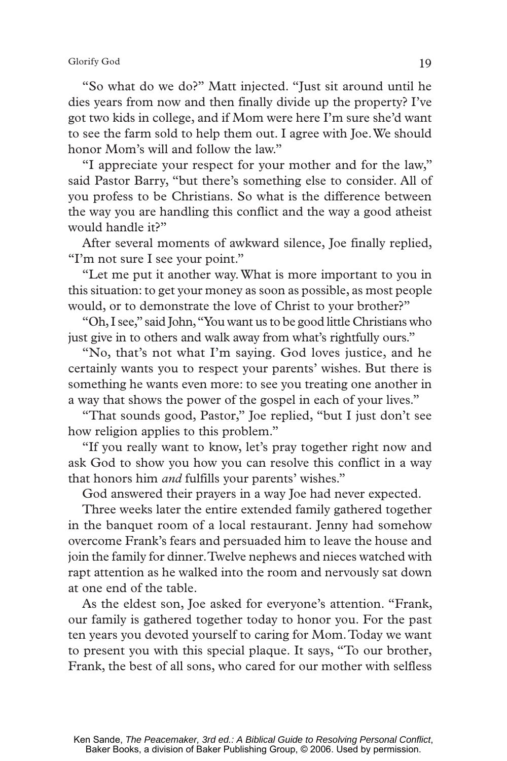"So what do we do?" Matt injected. "Just sit around until he dies years from now and then finally divide up the property? I've got two kids in college, and if Mom were here I'm sure she'd want to see the farm sold to help them out. I agree with Joe. We should honor Mom's will and follow the law."

"I appreciate your respect for your mother and for the law," said Pastor Barry, "but there's something else to consider. All of you profess to be Christians. So what is the difference between the way you are handling this conflict and the way a good atheist would handle it?"

After several moments of awkward silence, Joe finally replied, "I'm not sure I see your point."

"Let me put it another way. What is more important to you in this situation: to get your money as soon as possible, as most people would, or to demonstrate the love of Christ to your brother?"

"Oh, I see," said John, "You want us to be good little Christians who just give in to others and walk away from what's rightfully ours."

"No, that's not what I'm saying. God loves justice, and he certainly wants you to respect your parents' wishes. But there is something he wants even more: to see you treating one another in a way that shows the power of the gospel in each of your lives."

"That sounds good, Pastor," Joe replied, "but I just don't see how religion applies to this problem."

"If you really want to know, let's pray together right now and ask God to show you how you can resolve this conflict in a way that honors him *and* fulfills your parents' wishes."

God answered their prayers in a way Joe had never expected.

Three weeks later the entire extended family gathered together in the banquet room of a local restaurant. Jenny had somehow overcome Frank's fears and persuaded him to leave the house and join the family for dinner. Twelve nephews and nieces watched with rapt attention as he walked into the room and nervously sat down at one end of the table.

As the eldest son, Joe asked for everyone's attention. "Frank, our family is gathered together today to honor you. For the past ten years you devoted yourself to caring for Mom. Today we want to present you with this special plaque. It says, "To our brother, Frank, the best of all sons, who cared for our mother with selfless

Ken Sande, *The Peacemaker, 3rd ed.: A Biblical Guide to Resolving Personal Conflict*, Baker Books, a division of Baker Publishing Group, © 2006. Used by permission.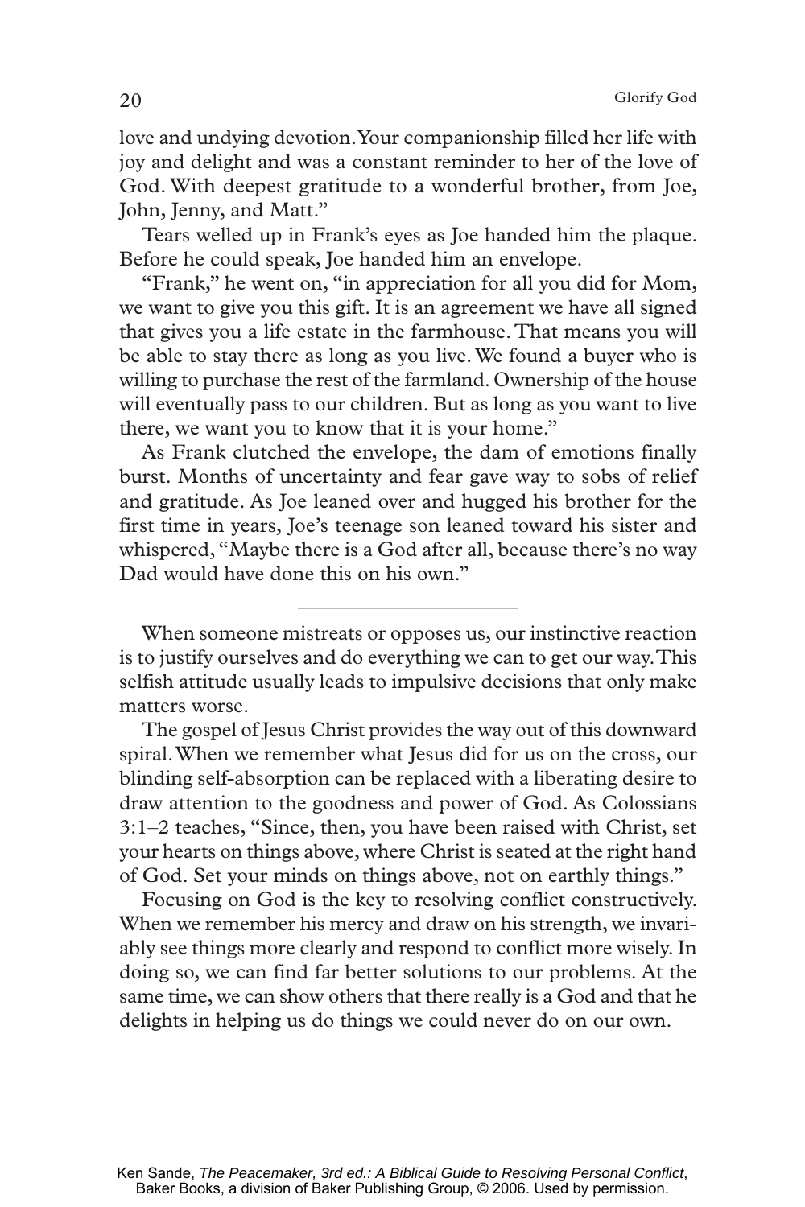love and undying devotion. Your companionship filled her life with joy and delight and was a constant reminder to her of the love of God. With deepest gratitude to a wonderful brother, from Joe, John, Jenny, and Matt."

Tears welled up in Frank's eyes as Joe handed him the plaque. Before he could speak, Joe handed him an envelope.

"Frank," he went on, "in appreciation for all you did for Mom, we want to give you this gift. It is an agreement we have all signed that gives you a life estate in the farmhouse. That means you will be able to stay there as long as you live. We found a buyer who is willing to purchase the rest of the farmland. Ownership of the house will eventually pass to our children. But as long as you want to live there, we want you to know that it is your home."

As Frank clutched the envelope, the dam of emotions finally burst. Months of uncertainty and fear gave way to sobs of relief and gratitude. As Joe leaned over and hugged his brother for the first time in years, Joe's teenage son leaned toward his sister and whispered, "Maybe there is a God after all, because there's no way Dad would have done this on his own."

---

When someone mistreats or opposes us, our instinctive reaction is to justify ourselves and do everything we can to get our way. This selfish attitude usually leads to impulsive decisions that only make matters worse.

The gospel of Jesus Christ provides the way out of this downward spiral. When we remember what Jesus did for us on the cross, our blinding self-absorption can be replaced with a liberating desire to draw attention to the goodness and power of God. As Colossians 3:1–2 teaches, "Since, then, you have been raised with Christ, set your hearts on things above, where Christ is seated at the right hand of God. Set your minds on things above, not on earthly things."

Focusing on God is the key to resolving conflict constructively. When we remember his mercy and draw on his strength, we invariably see things more clearly and respond to conflict more wisely. In doing so, we can find far better solutions to our problems. At the same time, we can show others that there really is a God and that he delights in helping us do things we could never do on our own.

Ken Sande, *The Peacemaker, 3rd ed.: A Biblical Guide to Resolving Personal Conflict*, Baker Books, a division of Baker Publishing Group, © 2006. Used by permission.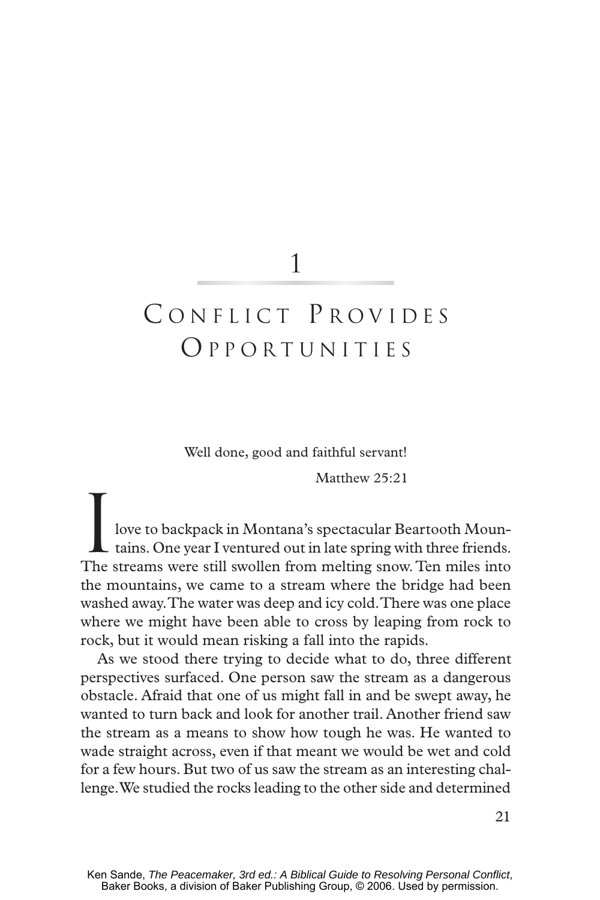# 1

# Conflict Provides Opportunities

Well done, good and faithful servant!

Matthew 25:21

I love to backpack in Montana's spectacular Beartooth Mountains. One year I ventured out in late spring with three friends. The streams were still swollen from melting snow. Ten miles into the mountains, we came to a stream where the bridge had been washed away. The water was deep and icy cold. There was one place where we might have been able to cross by leaping from rock to rock, but it would mean risking a fall into the rapids.

As we stood there trying to decide what to do, three different perspectives surfaced. One person saw the stream as a dangerous obstacle. Afraid that one of us might fall in and be swept away, he wanted to turn back and look for another trail. Another friend saw the stream as a means to show how tough he was. He wanted to wade straight across, even if that meant we would be wet and cold for a few hours. But two of us saw the stream as an interesting challenge. We studied the rocks leading to the other side and determined

Ken Sande, *The Peacemaker, 3rd ed.: A Biblical Guide to Resolving Personal Conflict*, Baker Books, a division of Baker Publishing Group, © 2006. Used by permission.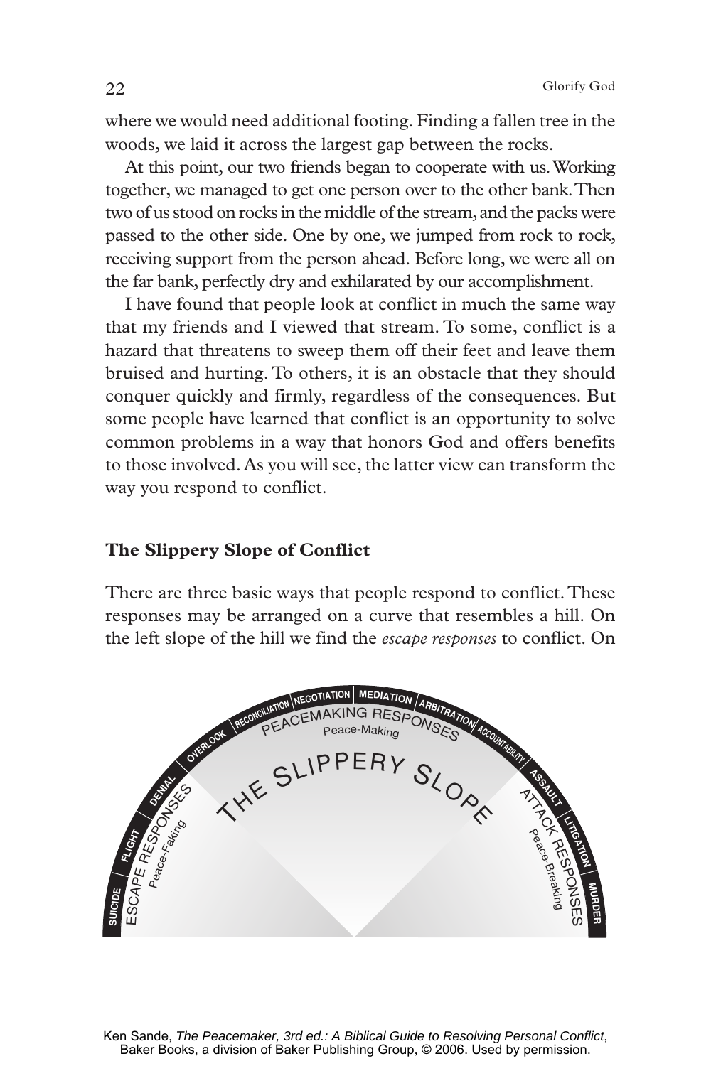where we would need additional footing. Finding a fallen tree in the woods, we laid it across the largest gap between the rocks.

At this point, our two friends began to cooperate with us. Working together, we managed to get one person over to the other bank. Then two of us stood on rocks in the middle of the stream, and the packs were passed to the other side. One by one, we jumped from rock to rock, receiving support from the person ahead. Before long, we were all on the far bank, perfectly dry and exhilarated by our accomplishment.

I have found that people look at conflict in much the same way that my friends and I viewed that stream. To some, conflict is a hazard that threatens to sweep them off their feet and leave them bruised and hurting. To others, it is an obstacle that they should conquer quickly and firmly, regardless of the consequences. But some people have learned that conflict is an opportunity to solve common problems in a way that honors God and offers benefits to those involved. As you will see, the latter view can transform the way you respond to conflict.

## The Slippery Slope of Conflict

There are three basic ways that people respond to conflict. These responses may be arranged on a curve that resembles a hill. On the left slope of the hill we find the *escape responses* to conflict. On

Ken Sande, *The Peacemaker, 3rd ed.: A Biblical Guide to Resolving Personal Conflict*, Baker Books, a division of Baker Publishing Group, © 2006. Used by permission.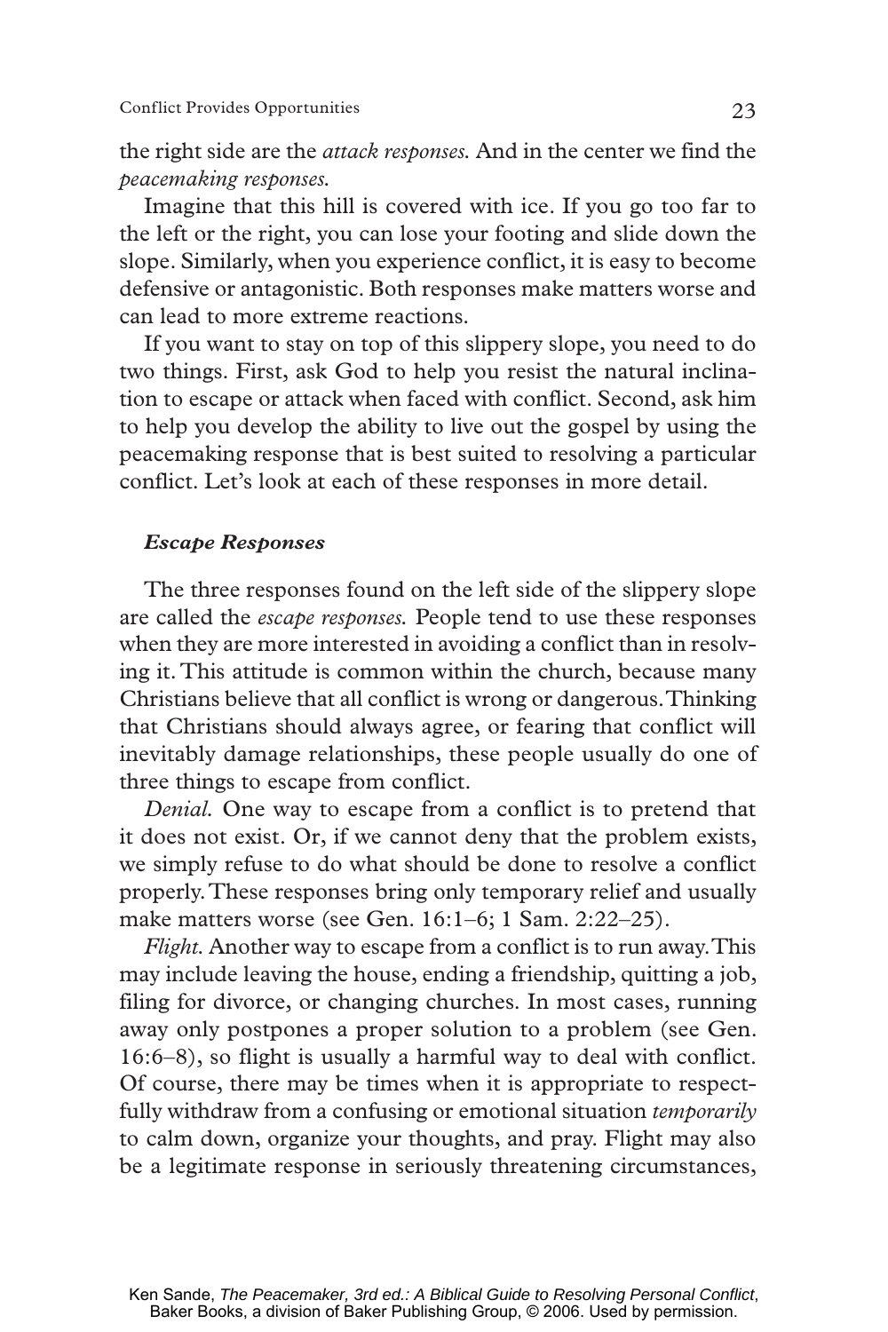the right side are the *attack responses.* And in the center we find the *peacemaking responses.*

Imagine that this hill is covered with ice. If you go too far to the left or the right, you can lose your footing and slide down the slope. Similarly, when you experience conflict, it is easy to become defensive or antagonistic. Both responses make matters worse and can lead to more extreme reactions.

If you want to stay on top of this slippery slope, you need to do two things. First, ask God to help you resist the natural inclination to escape or attack when faced with conflict. Second, ask him to help you develop the ability to live out the gospel by using the peacemaking response that is best suited to resolving a particular conflict. Let's look at each of these responses in more detail.

### *Escape Responses*

The three responses found on the left side of the slippery slope are called the *escape responses.* People tend to use these responses when they are more interested in avoiding a conflict than in resolving it. This attitude is common within the church, because many Christians believe that all conflict is wrong or dangerous. Thinking that Christians should always agree, or fearing that conflict will inevitably damage relationships, these people usually do one of three things to escape from conflict.

*Denial.* One way to escape from a conflict is to pretend that it does not exist. Or, if we cannot deny that the problem exists, we simply refuse to do what should be done to resolve a conflict properly. These responses bring only temporary relief and usually make matters worse (see Gen. 16:1–6; 1 Sam. 2:22–25).

*Flight.* Another way to escape from a conflict is to run away. This may include leaving the house, ending a friendship, quitting a job, filing for divorce, or changing churches. In most cases, running away only postpones a proper solution to a problem (see Gen. 16:6–8), so flight is usually a harmful way to deal with conflict. Of course, there may be times when it is appropriate to respectfully withdraw from a confusing or emotional situation *temporarily* to calm down, organize your thoughts, and pray. Flight may also be a legitimate response in seriously threatening circumstances,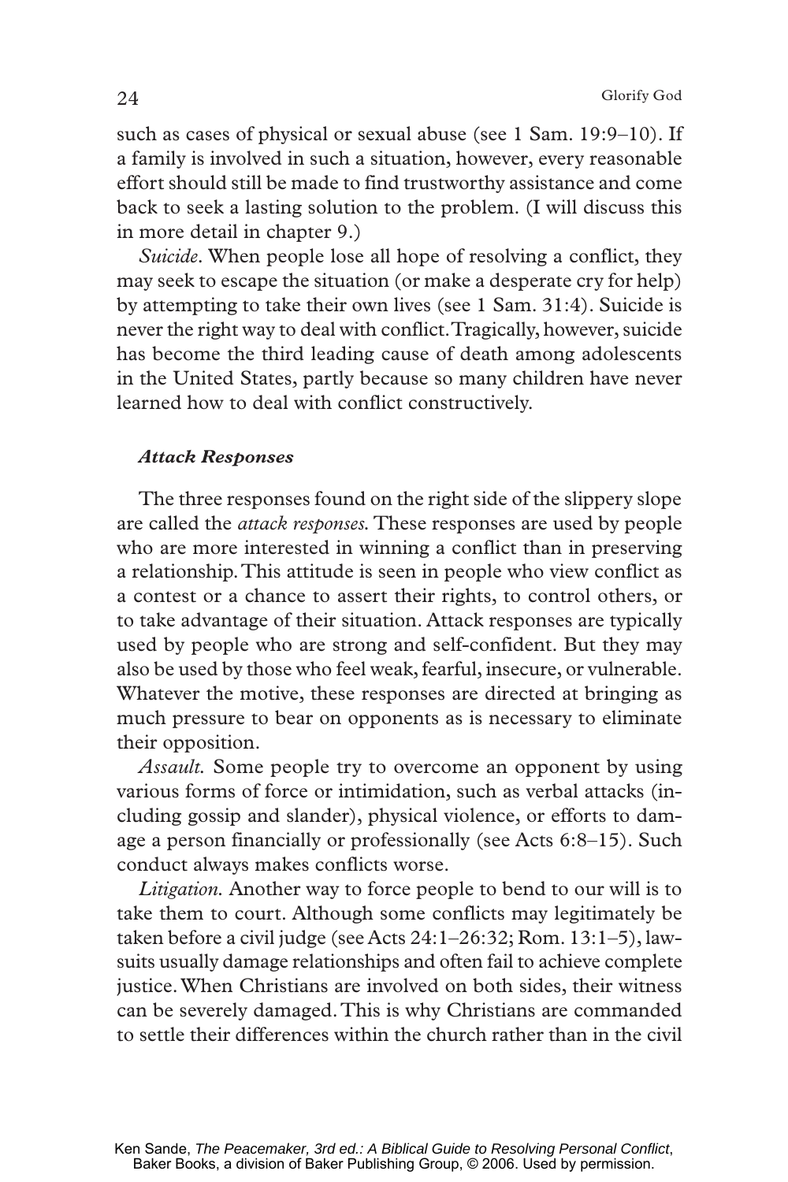such as cases of physical or sexual abuse (see 1 Sam. 19:9–10). If a family is involved in such a situation, however, every reasonable effort should still be made to find trustworthy assistance and come back to seek a lasting solution to the problem. (I will discuss this in more detail in chapter 9.)

*Suicide*. When people lose all hope of resolving a conflict, they may seek to escape the situation (or make a desperate cry for help) by attempting to take their own lives (see 1 Sam. 31:4). Suicide is never the right way to deal with conflict. Tragically, however, suicide has become the third leading cause of death among adolescents in the United States, partly because so many children have never learned how to deal with conflict constructively.

#### *Attack Responses*

The three responses found on the right side of the slippery slope are called the *attack responses.* These responses are used by people who are more interested in winning a conflict than in preserving a relationship. This attitude is seen in people who view conflict as a contest or a chance to assert their rights, to control others, or to take advantage of their situation. Attack responses are typically used by people who are strong and self-confident. But they may also be used by those who feel weak, fearful, insecure, or vulnerable. Whatever the motive, these responses are directed at bringing as much pressure to bear on opponents as is necessary to eliminate their opposition.

*Assault.* Some people try to overcome an opponent by using various forms of force or intimidation, such as verbal attacks (including gossip and slander), physical violence, or efforts to damage a person financially or professionally (see Acts 6:8–15). Such conduct always makes conflicts worse.

*Litigation.* Another way to force people to bend to our will is to take them to court. Although some conflicts may legitimately be taken before a civil judge (see Acts 24:1–26:32; Rom. 13:1–5), lawsuits usually damage relationships and often fail to achieve complete justice. When Christians are involved on both sides, their witness can be severely damaged. This is why Christians are commanded to settle their differences within the church rather than in the civil

Ken Sande, *The Peacemaker, 3rd ed.: A Biblical Guide to Resolving Personal Conflict*, Baker Books, a division of Baker Publishing Group, © 2006. Used by permission.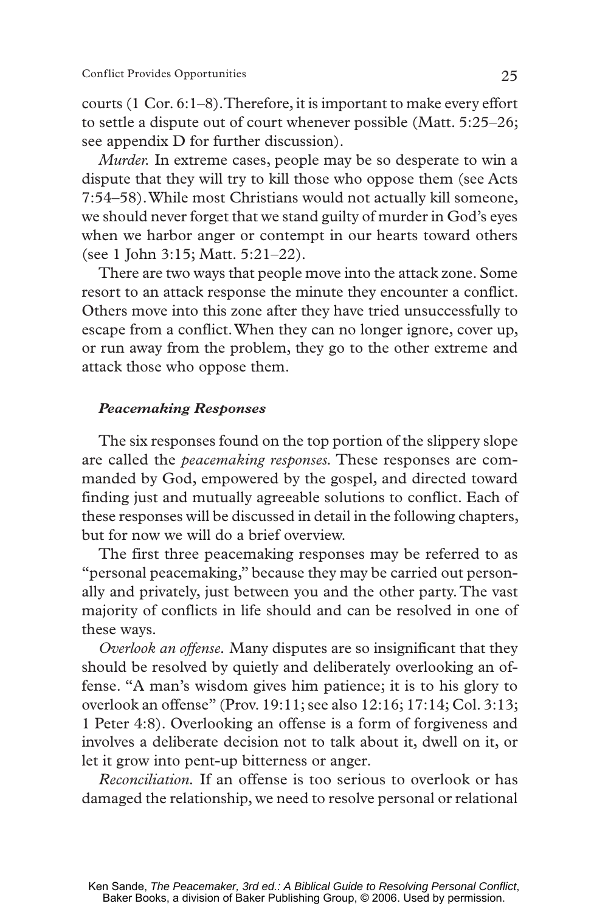courts (1 Cor. 6:1–8). Therefore, it is important to make every effort to settle a dispute out of court whenever possible (Matt. 5:25–26; see appendix D for further discussion).

*Murder.* In extreme cases, people may be so desperate to win a dispute that they will try to kill those who oppose them (see Acts 7:54–58). While most Christians would not actually kill someone, we should never forget that we stand guilty of murder in God's eyes when we harbor anger or contempt in our hearts toward others (see 1 John 3:15; Matt. 5:21–22).

There are two ways that people move into the attack zone. Some resort to an attack response the minute they encounter a conflict. Others move into this zone after they have tried unsuccessfully to escape from a conflict. When they can no longer ignore, cover up, or run away from the problem, they go to the other extreme and attack those who oppose them.

#### *Peacemaking Responses*

The six responses found on the top portion of the slippery slope are called the *peacemaking responses.* These responses are commanded by God, empowered by the gospel, and directed toward finding just and mutually agreeable solutions to conflict. Each of these responses will be discussed in detail in the following chapters, but for now we will do a brief overview.

The first three peacemaking responses may be referred to as "personal peacemaking," because they may be carried out personally and privately, just between you and the other party. The vast majority of conflicts in life should and can be resolved in one of these ways.

*Overlook an offense.* Many disputes are so insignificant that they should be resolved by quietly and deliberately overlooking an offense. "A man's wisdom gives him patience; it is to his glory to overlook an offense" (Prov. 19:11; see also 12:16; 17:14; Col. 3:13; 1 Peter 4:8). Overlooking an offense is a form of forgiveness and involves a deliberate decision not to talk about it, dwell on it, or let it grow into pent-up bitterness or anger.

*Reconciliation.* If an offense is too serious to overlook or has damaged the relationship, we need to resolve personal or relational

Ken Sande, *The Peacemaker, 3rd ed.: A Biblical Guide to Resolving Personal Conflict*, Baker Books, a division of Baker Publishing Group, © 2006. Used by permission.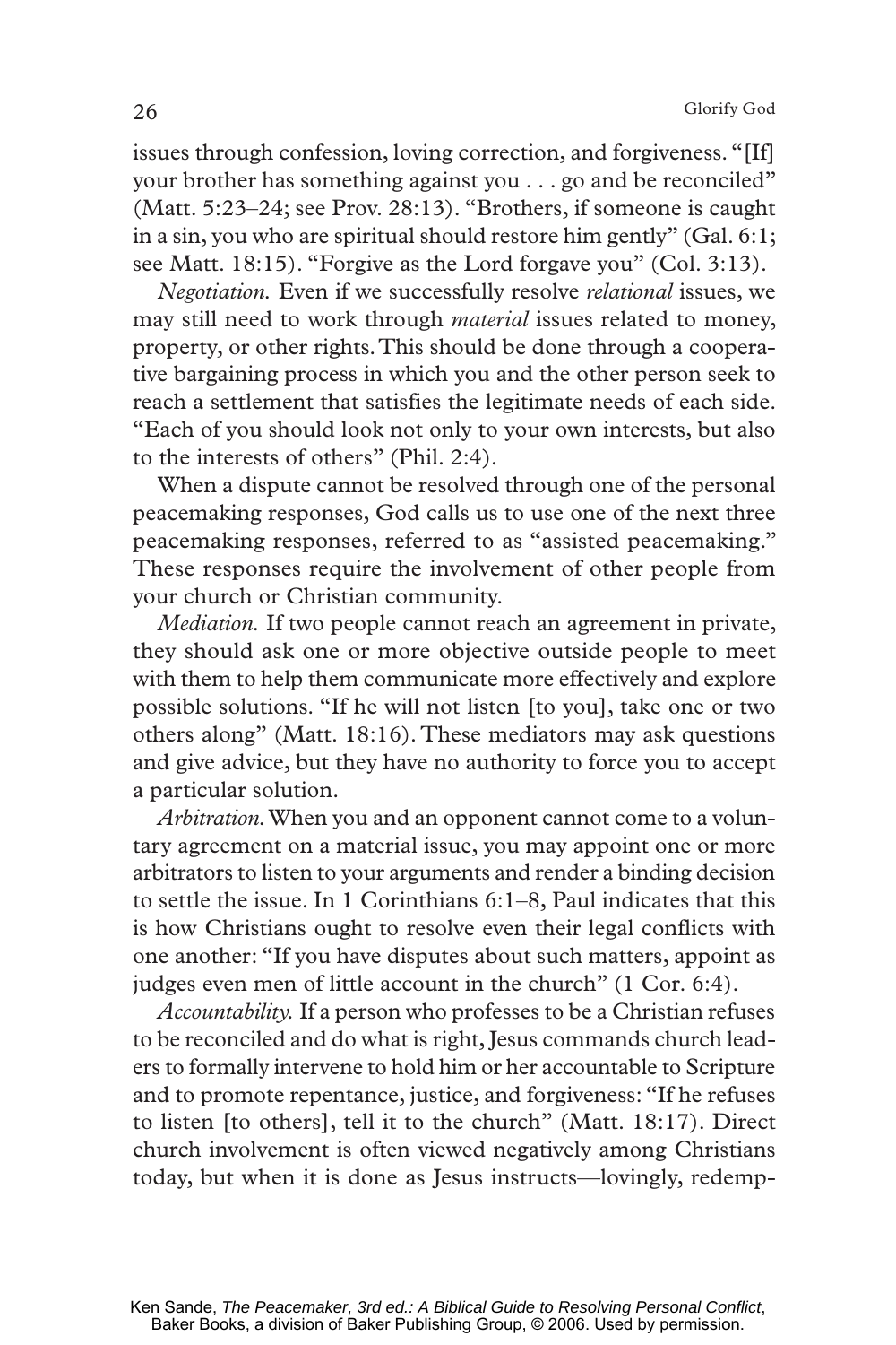issues through confession, loving correction, and forgiveness. "[If] your brother has something against you . . . go and be reconciled" (Matt. 5:23–24; see Prov. 28:13). "Brothers, if someone is caught in a sin, you who are spiritual should restore him gently" (Gal. 6:1; see Matt. 18:15). "Forgive as the Lord forgave you" (Col. 3:13).

*Negotiation.* Even if we successfully resolve *relational* issues, we may still need to work through *material* issues related to money, property, or other rights. This should be done through a cooperative bargaining process in which you and the other person seek to reach a settlement that satisfies the legitimate needs of each side. "Each of you should look not only to your own interests, but also to the interests of others" (Phil. 2:4).

When a dispute cannot be resolved through one of the personal peacemaking responses, God calls us to use one of the next three peacemaking responses, referred to as "assisted peacemaking." These responses require the involvement of other people from your church or Christian community.

*Mediation.* If two people cannot reach an agreement in private, they should ask one or more objective outside people to meet with them to help them communicate more effectively and explore possible solutions. "If he will not listen [to you], take one or two others along" (Matt. 18:16). These mediators may ask questions and give advice, but they have no authority to force you to accept a particular solution.

*Arbitration.* When you and an opponent cannot come to a voluntary agreement on a material issue, you may appoint one or more arbitrators to listen to your arguments and render a binding decision to settle the issue. In 1 Corinthians 6:1–8, Paul indicates that this is how Christians ought to resolve even their legal conflicts with one another: "If you have disputes about such matters, appoint as judges even men of little account in the church" (1 Cor. 6:4).

*Accountability.* If a person who professes to be a Christian refuses to be reconciled and do what is right, Jesus commands church leaders to formally intervene to hold him or her accountable to Scripture and to promote repentance, justice, and forgiveness: "If he refuses to listen [to others], tell it to the church" (Matt. 18:17). Direct church involvement is often viewed negatively among Christians today, but when it is done as Jesus instructs—lovingly, redemp-

Ken Sande, *The Peacemaker, 3rd ed.: A Biblical Guide to Resolving Personal Conflict*, Baker Books, a division of Baker Publishing Group, © 2006. Used by permission.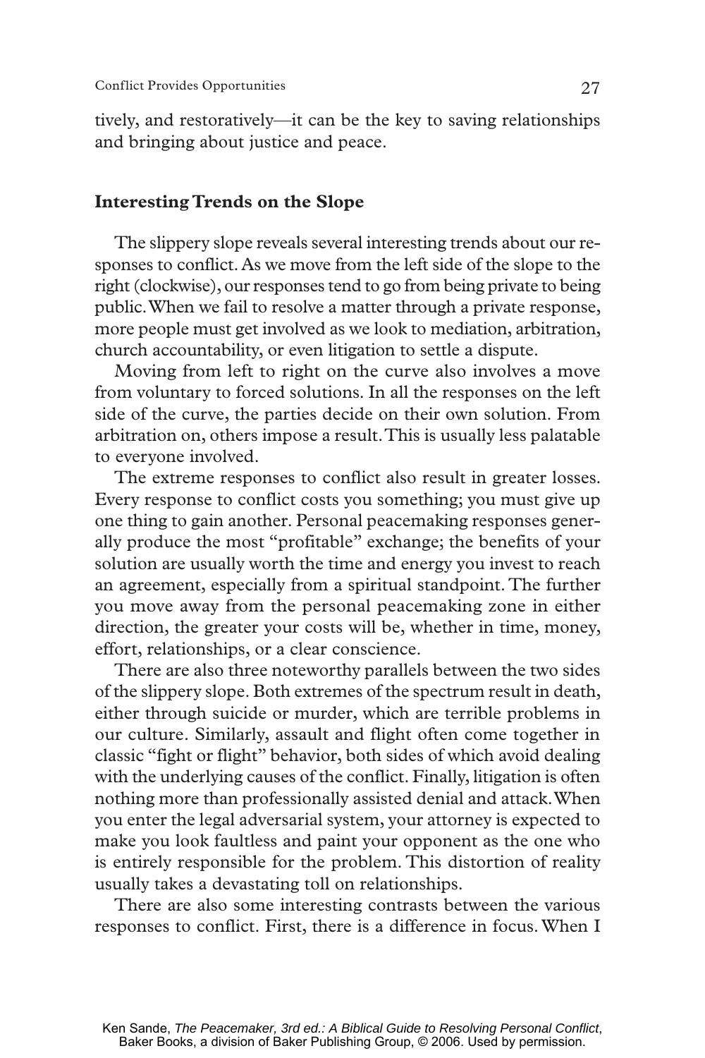tively, and restoratively—it can be the key to saving relationships and bringing about justice and peace.

## Interesting Trends on the Slope

The slippery slope reveals several interesting trends about our responses to conflict. As we move from the left side of the slope to the right (clockwise), our responses tend to go from being private to being public. When we fail to resolve a matter through a private response, more people must get involved as we look to mediation, arbitration, church accountability, or even litigation to settle a dispute.

Moving from left to right on the curve also involves a move from voluntary to forced solutions. In all the responses on the left side of the curve, the parties decide on their own solution. From arbitration on, others impose a result. This is usually less palatable to everyone involved.

The extreme responses to conflict also result in greater losses. Every response to conflict costs you something; you must give up one thing to gain another. Personal peacemaking responses generally produce the most "profitable" exchange; the benefits of your solution are usually worth the time and energy you invest to reach an agreement, especially from a spiritual standpoint. The further you move away from the personal peacemaking zone in either direction, the greater your costs will be, whether in time, money, effort, relationships, or a clear conscience.

There are also three noteworthy parallels between the two sides of the slippery slope. Both extremes of the spectrum result in death, either through suicide or murder, which are terrible problems in our culture. Similarly, assault and flight often come together in classic "fight or flight" behavior, both sides of which avoid dealing with the underlying causes of the conflict. Finally, litigation is often nothing more than professionally assisted denial and attack. When you enter the legal adversarial system, your attorney is expected to make you look faultless and paint your opponent as the one who is entirely responsible for the problem. This distortion of reality usually takes a devastating toll on relationships.

There are also some interesting contrasts between the various responses to conflict. First, there is a difference in focus. When I

Ken Sande, *The Peacemaker, 3rd ed.: A Biblical Guide to Resolving Personal Conflict*, Baker Books, a division of Baker Publishing Group, © 2006. Used by permission.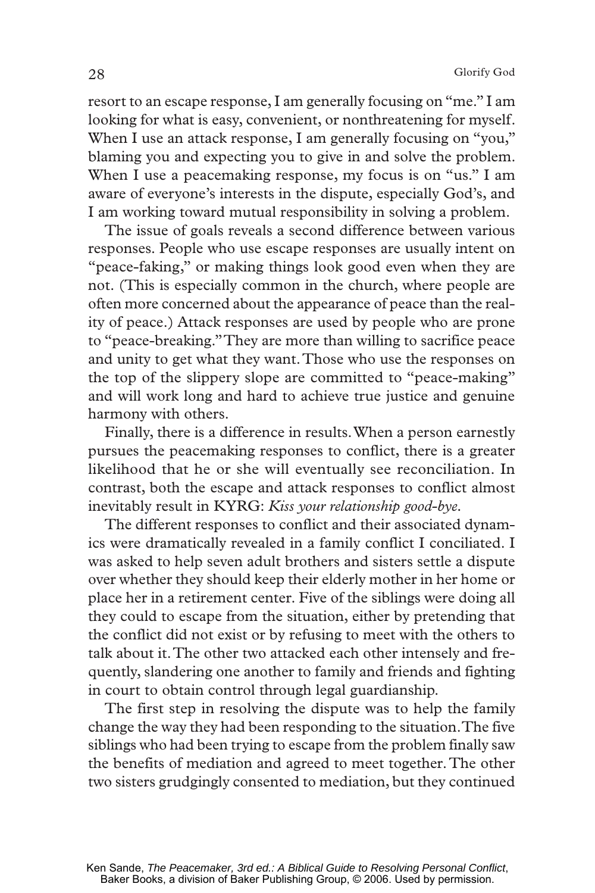resort to an escape response, I am generally focusing on "me." I am looking for what is easy, convenient, or nonthreatening for myself. When I use an attack response, I am generally focusing on "you," blaming you and expecting you to give in and solve the problem. When I use a peacemaking response, my focus is on "us." I am aware of everyone's interests in the dispute, especially God's, and I am working toward mutual responsibility in solving a problem.

The issue of goals reveals a second difference between various responses. People who use escape responses are usually intent on "peace-faking," or making things look good even when they are not. (This is especially common in the church, where people are often more concerned about the appearance of peace than the reality of peace.) Attack responses are used by people who are prone to "peace-breaking." They are more than willing to sacrifice peace and unity to get what they want. Those who use the responses on the top of the slippery slope are committed to "peace-making" and will work long and hard to achieve true justice and genuine harmony with others.

Finally, there is a difference in results. When a person earnestly pursues the peacemaking responses to conflict, there is a greater likelihood that he or she will eventually see reconciliation. In contrast, both the escape and attack responses to conflict almost inevitably result in KYRG: *Kiss your relationship good-bye*.

The different responses to conflict and their associated dynamics were dramatically revealed in a family conflict I conciliated. I was asked to help seven adult brothers and sisters settle a dispute over whether they should keep their elderly mother in her home or place her in a retirement center. Five of the siblings were doing all they could to escape from the situation, either by pretending that the conflict did not exist or by refusing to meet with the others to talk about it. The other two attacked each other intensely and frequently, slandering one another to family and friends and fighting in court to obtain control through legal guardianship.

The first step in resolving the dispute was to help the family change the way they had been responding to the situation. The five siblings who had been trying to escape from the problem finally saw the benefits of mediation and agreed to meet together. The other two sisters grudgingly consented to mediation, but they continued

Ken Sande, *The Peacemaker, 3rd ed.: A Biblical Guide to Resolving Personal Conflict*, Baker Books, a division of Baker Publishing Group, © 2006. Used by permission.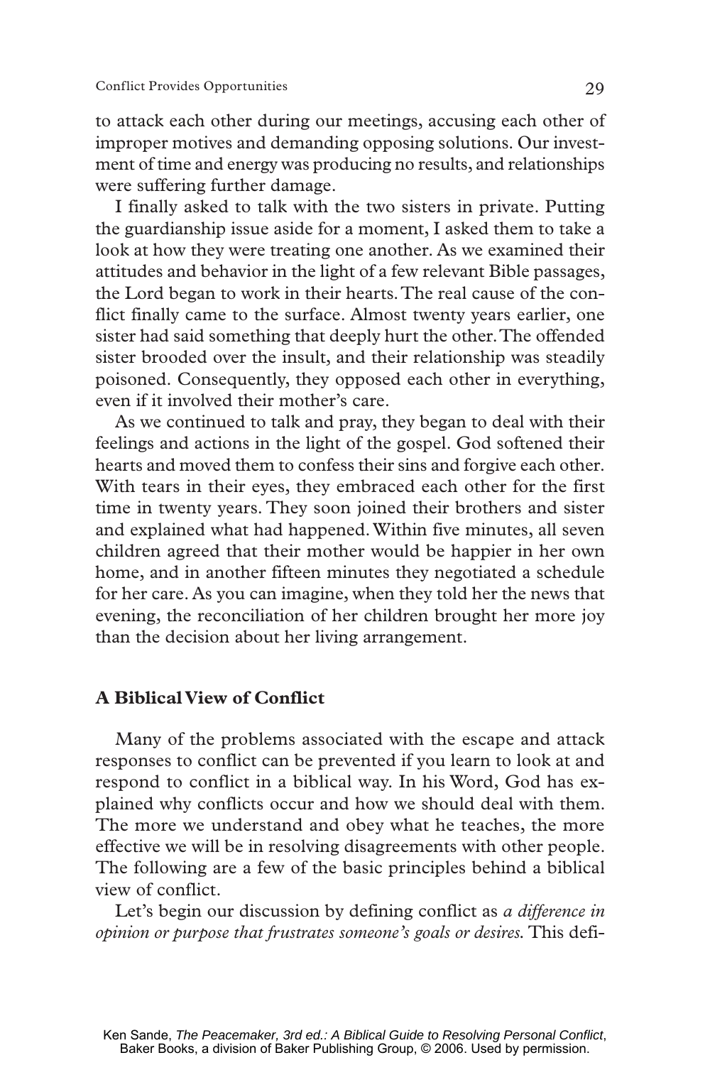to attack each other during our meetings, accusing each other of improper motives and demanding opposing solutions. Our investment of time and energy was producing no results, and relationships were suffering further damage.

I finally asked to talk with the two sisters in private. Putting the guardianship issue aside for a moment, I asked them to take a look at how they were treating one another. As we examined their attitudes and behavior in the light of a few relevant Bible passages, the Lord began to work in their hearts. The real cause of the conflict finally came to the surface. Almost twenty years earlier, one sister had said something that deeply hurt the other. The offended sister brooded over the insult, and their relationship was steadily poisoned. Consequently, they opposed each other in everything, even if it involved their mother's care.

As we continued to talk and pray, they began to deal with their feelings and actions in the light of the gospel. God softened their hearts and moved them to confess their sins and forgive each other. With tears in their eyes, they embraced each other for the first time in twenty years. They soon joined their brothers and sister and explained what had happened. Within five minutes, all seven children agreed that their mother would be happier in her own home, and in another fifteen minutes they negotiated a schedule for her care. As you can imagine, when they told her the news that evening, the reconciliation of her children brought her more joy than the decision about her living arrangement.

### A Biblical View of Conflict

Many of the problems associated with the escape and attack responses to conflict can be prevented if you learn to look at and respond to conflict in a biblical way. In his Word, God has explained why conflicts occur and how we should deal with them. The more we understand and obey what he teaches, the more effective we will be in resolving disagreements with other people. The following are a few of the basic principles behind a biblical view of conflict.

Let's begin our discussion by defining conflict as *a difference in opinion or purpose that frustrates someone's goals or desires.* This defi-

Ken Sande, *The Peacemaker, 3rd ed.: A Biblical Guide to Resolving Personal Conflict*, Baker Books, a division of Baker Publishing Group, © 2006. Used by permission.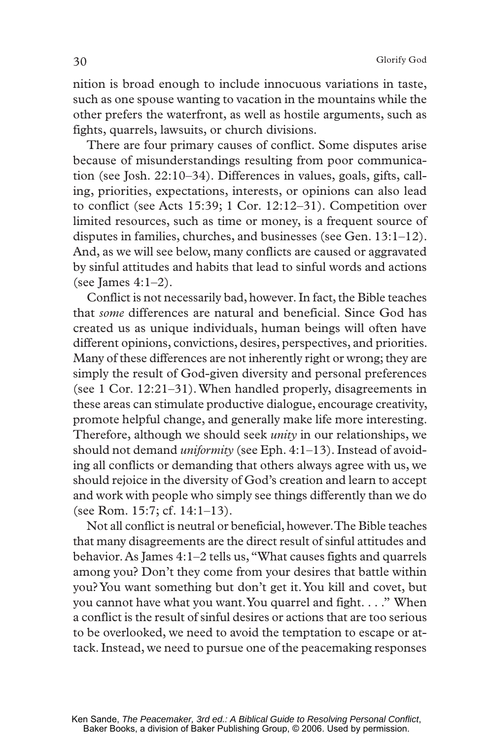nition is broad enough to include innocuous variations in taste, such as one spouse wanting to vacation in the mountains while the other prefers the waterfront, as well as hostile arguments, such as fights, quarrels, lawsuits, or church divisions.

There are four primary causes of conflict. Some disputes arise because of misunderstandings resulting from poor communication (see Josh. 22:10–34). Differences in values, goals, gifts, calling, priorities, expectations, interests, or opinions can also lead to conflict (see Acts 15:39; 1 Cor. 12:12–31). Competition over limited resources, such as time or money, is a frequent source of disputes in families, churches, and businesses (see Gen. 13:1–12). And, as we will see below, many conflicts are caused or aggravated by sinful attitudes and habits that lead to sinful words and actions (see James 4:1–2).

Conflict is not necessarily bad, however. In fact, the Bible teaches that *some* differences are natural and beneficial. Since God has created us as unique individuals, human beings will often have different opinions, convictions, desires, perspectives, and priorities. Many of these differences are not inherently right or wrong; they are simply the result of God-given diversity and personal preferences (see 1 Cor. 12:21–31). When handled properly, disagreements in these areas can stimulate productive dialogue, encourage creativity, promote helpful change, and generally make life more interesting. Therefore, although we should seek *unity* in our relationships, we should not demand *uniformity* (see Eph. 4:1–13). Instead of avoiding all conflicts or demanding that others always agree with us, we should rejoice in the diversity of God's creation and learn to accept and work with people who simply see things differently than we do (see Rom. 15:7; cf. 14:1–13).

Not all conflict is neutral or beneficial, however. The Bible teaches that many disagreements are the direct result of sinful attitudes and behavior. As James 4:1–2 tells us, "What causes fights and quarrels among you? Don't they come from your desires that battle within you? You want something but don't get it. You kill and covet, but you cannot have what you want. You quarrel and fight. . . ." When a conflict is the result of sinful desires or actions that are too serious to be overlooked, we need to avoid the temptation to escape or attack. Instead, we need to pursue one of the peacemaking responses

Ken Sande, *The Peacemaker, 3rd ed.: A Biblical Guide to Resolving Personal Conflict*, Baker Books, a division of Baker Publishing Group, © 2006. Used by permission.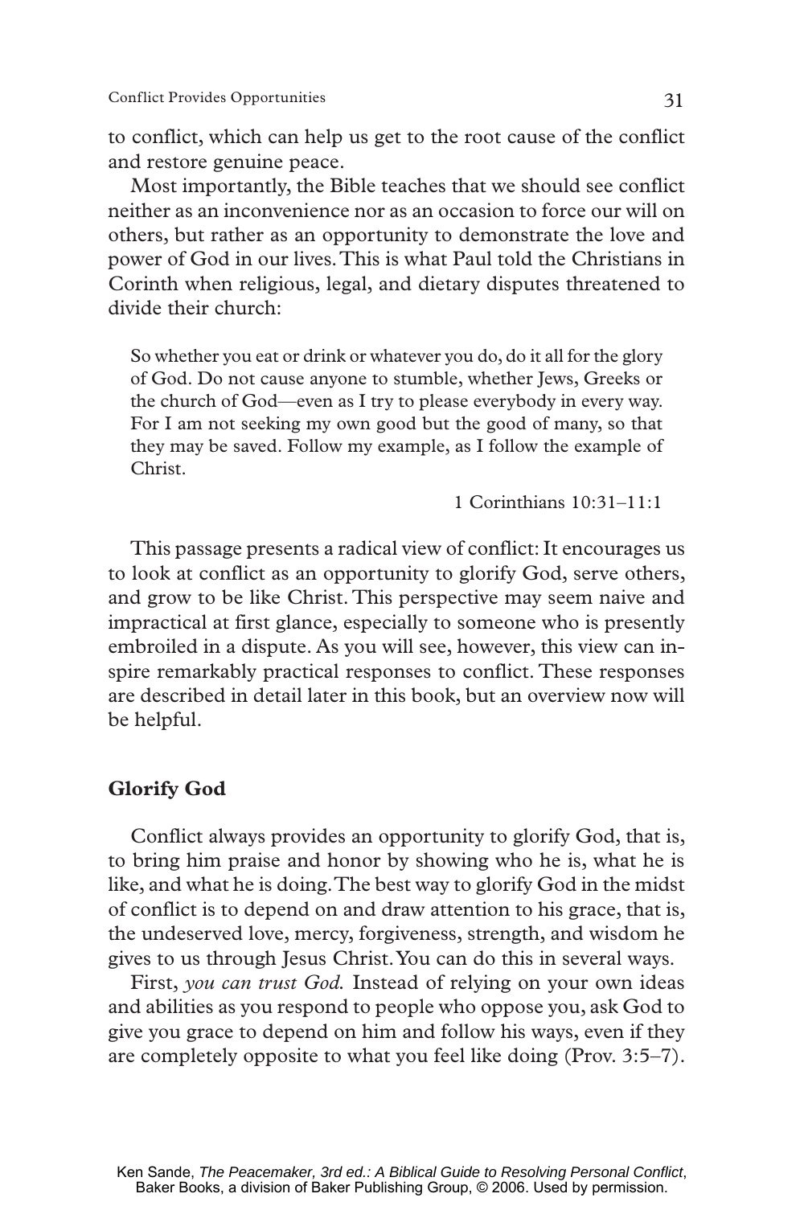to conflict, which can help us get to the root cause of the conflict and restore genuine peace.

Most importantly, the Bible teaches that we should see conflict neither as an inconvenience nor as an occasion to force our will on others, but rather as an opportunity to demonstrate the love and power of God in our lives. This is what Paul told the Christians in Corinth when religious, legal, and dietary disputes threatened to divide their church:

> So whether you eat or drink or whatever you do, do it all for the glory of God. Do not cause anyone to stumble, whether Jews, Greeks or the church of God—even as I try to please everybody in every way. For I am not seeking my own good but the good of many, so that they may be saved. Follow my example, as I follow the example of Christ.
>
> 1 Corinthians 10:31–11:1

This passage presents a radical view of conflict: It encourages us to look at conflict as an opportunity to glorify God, serve others, and grow to be like Christ. This perspective may seem naive and impractical at first glance, especially to someone who is presently embroiled in a dispute. As you will see, however, this view can inspire remarkably practical responses to conflict. These responses are described in detail later in this book, but an overview now will be helpful.

## Glorify God

Conflict always provides an opportunity to glorify God, that is, to bring him praise and honor by showing who he is, what he is like, and what he is doing. The best way to glorify God in the midst of conflict is to depend on and draw attention to his grace, that is, the undeserved love, mercy, forgiveness, strength, and wisdom he gives to us through Jesus Christ. You can do this in several ways.

First, *you can trust God.* Instead of relying on your own ideas and abilities as you respond to people who oppose you, ask God to give you grace to depend on him and follow his ways, even if they are completely opposite to what you feel like doing (Prov. 3:5–7).

Ken Sande, *The Peacemaker, 3rd ed.: A Biblical Guide to Resolving Personal Conflict*, Baker Books, a division of Baker Publishing Group, © 2006. Used by permission.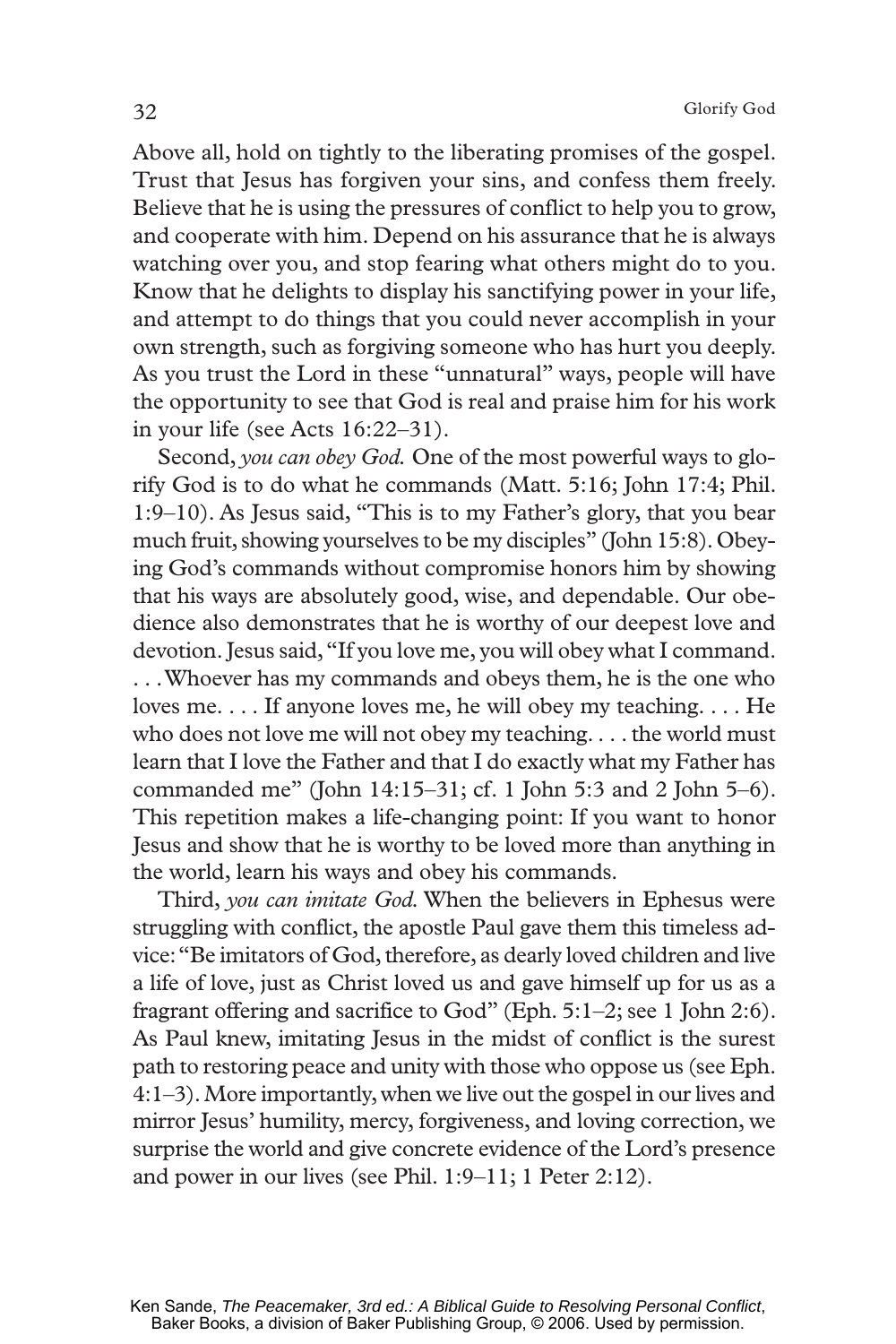Above all, hold on tightly to the liberating promises of the gospel. Trust that Jesus has forgiven your sins, and confess them freely. Believe that he is using the pressures of conflict to help you to grow, and cooperate with him. Depend on his assurance that he is always watching over you, and stop fearing what others might do to you. Know that he delights to display his sanctifying power in your life, and attempt to do things that you could never accomplish in your own strength, such as forgiving someone who has hurt you deeply. As you trust the Lord in these "unnatural" ways, people will have the opportunity to see that God is real and praise him for his work in your life (see Acts 16:22–31).

Second, *you can obey God.* One of the most powerful ways to glorify God is to do what he commands (Matt. 5:16; John 17:4; Phil. 1:9–10). As Jesus said, "This is to my Father's glory, that you bear much fruit, showing yourselves to be my disciples" (John 15:8). Obeying God's commands without compromise honors him by showing that his ways are absolutely good, wise, and dependable. Our obedience also demonstrates that he is worthy of our deepest love and devotion. Jesus said, "If you love me, you will obey what I command. . . . Whoever has my commands and obeys them, he is the one who loves me. . . . If anyone loves me, he will obey my teaching. . . . He who does not love me will not obey my teaching. . . . the world must learn that I love the Father and that I do exactly what my Father has commanded me" (John 14:15–31; cf. 1 John 5:3 and 2 John 5–6). This repetition makes a life-changing point: If you want to honor Jesus and show that he is worthy to be loved more than anything in the world, learn his ways and obey his commands.

Third, *you can imitate God.* When the believers in Ephesus were struggling with conflict, the apostle Paul gave them this timeless advice: "Be imitators of God, therefore, as dearly loved children and live a life of love, just as Christ loved us and gave himself up for us as a fragrant offering and sacrifice to God" (Eph. 5:1–2; see 1 John 2:6). As Paul knew, imitating Jesus in the midst of conflict is the surest path to restoring peace and unity with those who oppose us (see Eph. 4:1–3). More importantly, when we live out the gospel in our lives and mirror Jesus' humility, mercy, forgiveness, and loving correction, we surprise the world and give concrete evidence of the Lord's presence and power in our lives (see Phil. 1:9–11; 1 Peter 2:12).

Ken Sande, *The Peacemaker, 3rd ed.: A Biblical Guide to Resolving Personal Conflict*, Baker Books, a division of Baker Publishing Group, © 2006. Used by permission.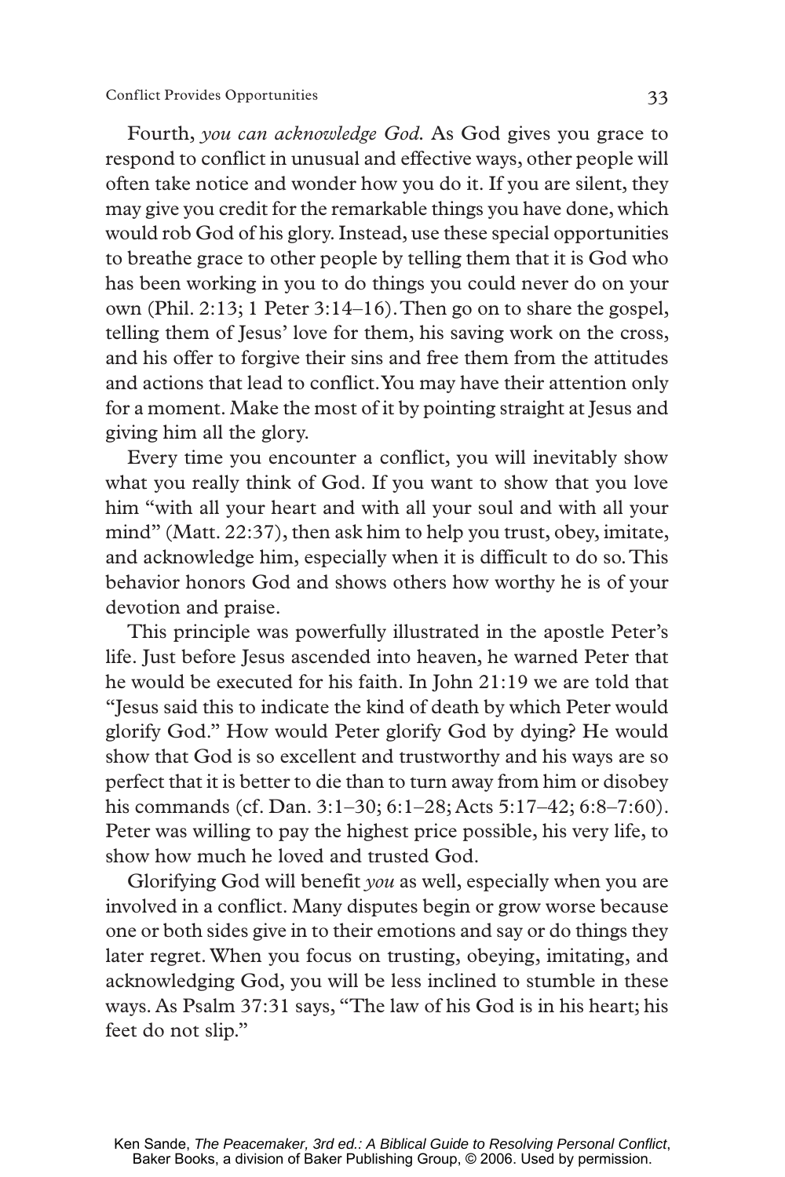Fourth, *you can acknowledge God.* As God gives you grace to respond to conflict in unusual and effective ways, other people will often take notice and wonder how you do it. If you are silent, they may give you credit for the remarkable things you have done, which would rob God of his glory. Instead, use these special opportunities to breathe grace to other people by telling them that it is God who has been working in you to do things you could never do on your own (Phil. 2:13; 1 Peter 3:14–16). Then go on to share the gospel, telling them of Jesus' love for them, his saving work on the cross, and his offer to forgive their sins and free them from the attitudes and actions that lead to conflict. You may have their attention only for a moment. Make the most of it by pointing straight at Jesus and giving him all the glory.

Every time you encounter a conflict, you will inevitably show what you really think of God. If you want to show that you love him "with all your heart and with all your soul and with all your mind" (Matt. 22:37), then ask him to help you trust, obey, imitate, and acknowledge him, especially when it is difficult to do so. This behavior honors God and shows others how worthy he is of your devotion and praise.

This principle was powerfully illustrated in the apostle Peter's life. Just before Jesus ascended into heaven, he warned Peter that he would be executed for his faith. In John 21:19 we are told that "Jesus said this to indicate the kind of death by which Peter would glorify God." How would Peter glorify God by dying? He would show that God is so excellent and trustworthy and his ways are so perfect that it is better to die than to turn away from him or disobey his commands (cf. Dan. 3:1–30; 6:1–28; Acts 5:17–42; 6:8–7:60). Peter was willing to pay the highest price possible, his very life, to show how much he loved and trusted God.

Glorifying God will benefit *you* as well, especially when you are involved in a conflict. Many disputes begin or grow worse because one or both sides give in to their emotions and say or do things they later regret. When you focus on trusting, obeying, imitating, and acknowledging God, you will be less inclined to stumble in these ways. As Psalm 37:31 says, "The law of his God is in his heart; his feet do not slip."

Ken Sande, *The Peacemaker, 3rd ed.: A Biblical Guide to Resolving Personal Conflict*, Baker Books, a division of Baker Publishing Group, © 2006. Used by permission.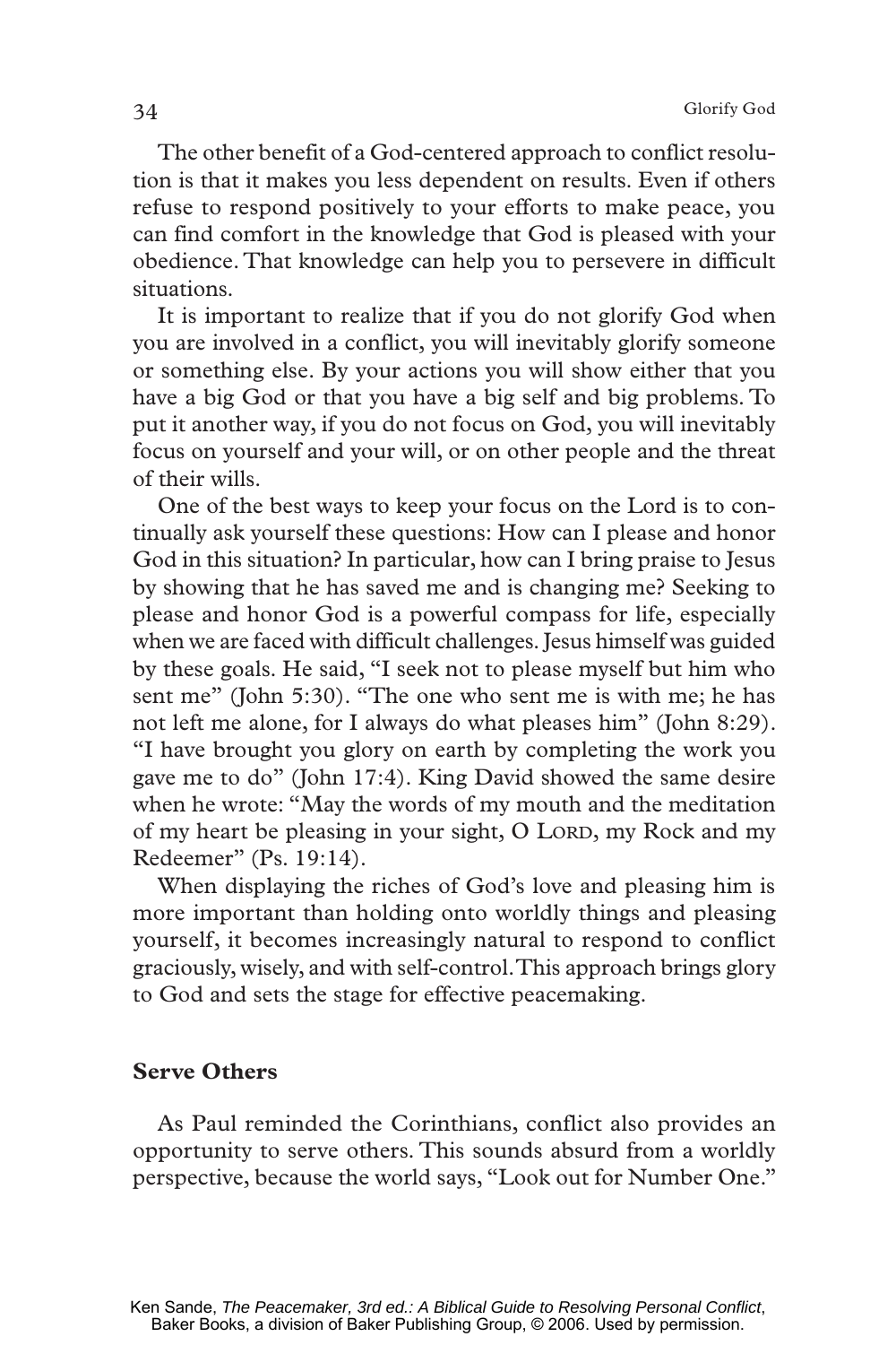The other benefit of a God-centered approach to conflict resolution is that it makes you less dependent on results. Even if others refuse to respond positively to your efforts to make peace, you can find comfort in the knowledge that God is pleased with your obedience. That knowledge can help you to persevere in difficult situations.

It is important to realize that if you do not glorify God when you are involved in a conflict, you will inevitably glorify someone or something else. By your actions you will show either that you have a big God or that you have a big self and big problems. To put it another way, if you do not focus on God, you will inevitably focus on yourself and your will, or on other people and the threat of their wills.

One of the best ways to keep your focus on the Lord is to continually ask yourself these questions: How can I please and honor God in this situation? In particular, how can I bring praise to Jesus by showing that he has saved me and is changing me? Seeking to please and honor God is a powerful compass for life, especially when we are faced with difficult challenges. Jesus himself was guided by these goals. He said, "I seek not to please myself but him who sent me" (John 5:30). "The one who sent me is with me; he has not left me alone, for I always do what pleases him" (John 8:29). "I have brought you glory on earth by completing the work you gave me to do" (John 17:4). King David showed the same desire when he wrote: "May the words of my mouth and the meditation of my heart be pleasing in your sight, O LORD, my Rock and my Redeemer" (Ps. 19:14).

When displaying the riches of God's love and pleasing him is more important than holding onto worldly things and pleasing yourself, it becomes increasingly natural to respond to conflict graciously, wisely, and with self-control. This approach brings glory to God and sets the stage for effective peacemaking.

### Serve Others

As Paul reminded the Corinthians, conflict also provides an opportunity to serve others. This sounds absurd from a worldly perspective, because the world says, "Look out for Number One."

Ken Sande, *The Peacemaker, 3rd ed.: A Biblical Guide to Resolving Personal Conflict*, Baker Books, a division of Baker Publishing Group, © 2006. Used by permission.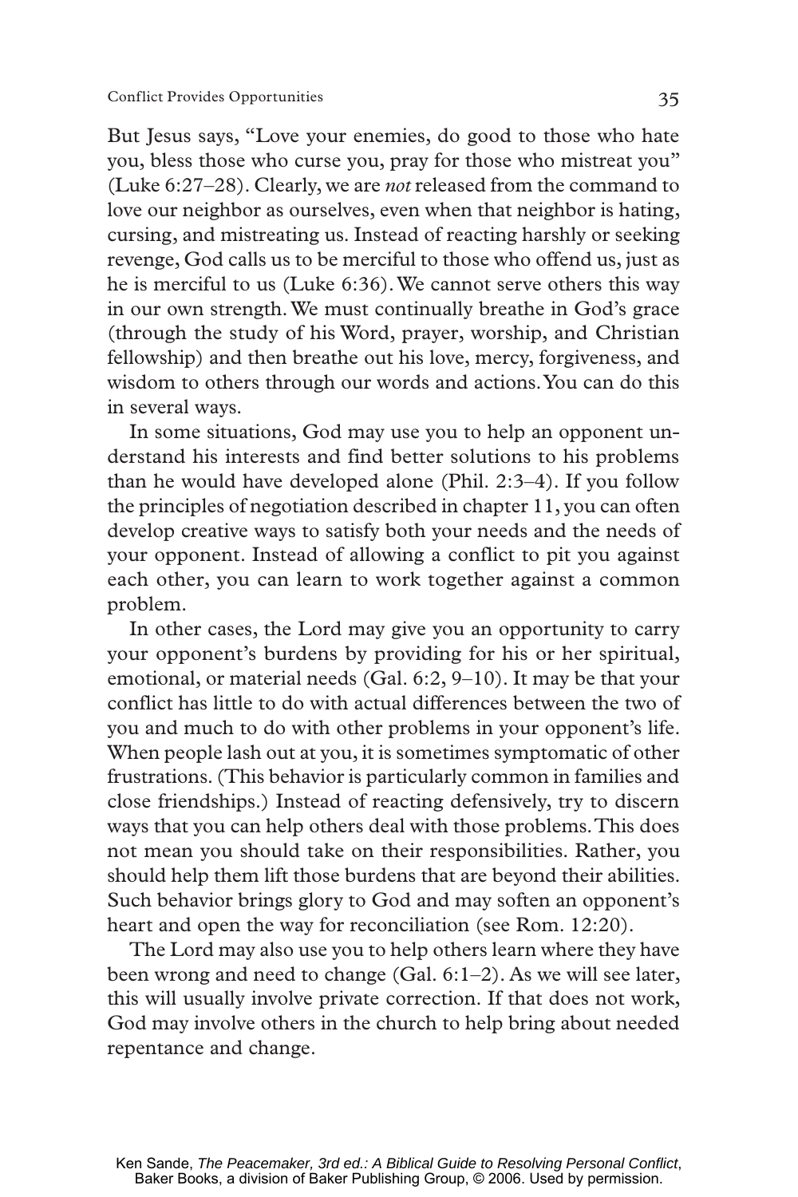But Jesus says, "Love your enemies, do good to those who hate you, bless those who curse you, pray for those who mistreat you" (Luke 6:27–28). Clearly, we are *not* released from the command to love our neighbor as ourselves, even when that neighbor is hating, cursing, and mistreating us. Instead of reacting harshly or seeking revenge, God calls us to be merciful to those who offend us, just as he is merciful to us (Luke 6:36). We cannot serve others this way in our own strength. We must continually breathe in God's grace (through the study of his Word, prayer, worship, and Christian fellowship) and then breathe out his love, mercy, forgiveness, and wisdom to others through our words and actions. You can do this in several ways.

In some situations, God may use you to help an opponent understand his interests and find better solutions to his problems than he would have developed alone (Phil. 2:3–4). If you follow the principles of negotiation described in chapter 11, you can often develop creative ways to satisfy both your needs and the needs of your opponent. Instead of allowing a conflict to pit you against each other, you can learn to work together against a common problem.

In other cases, the Lord may give you an opportunity to carry your opponent's burdens by providing for his or her spiritual, emotional, or material needs (Gal. 6:2, 9–10). It may be that your conflict has little to do with actual differences between the two of you and much to do with other problems in your opponent's life. When people lash out at you, it is sometimes symptomatic of other frustrations. (This behavior is particularly common in families and close friendships.) Instead of reacting defensively, try to discern ways that you can help others deal with those problems. This does not mean you should take on their responsibilities. Rather, you should help them lift those burdens that are beyond their abilities. Such behavior brings glory to God and may soften an opponent's heart and open the way for reconciliation (see Rom. 12:20).

The Lord may also use you to help others learn where they have been wrong and need to change (Gal. 6:1–2). As we will see later, this will usually involve private correction. If that does not work, God may involve others in the church to help bring about needed repentance and change.

Ken Sande, *The Peacemaker, 3rd ed.: A Biblical Guide to Resolving Personal Conflict*, Baker Books, a division of Baker Publishing Group, © 2006. Used by permission.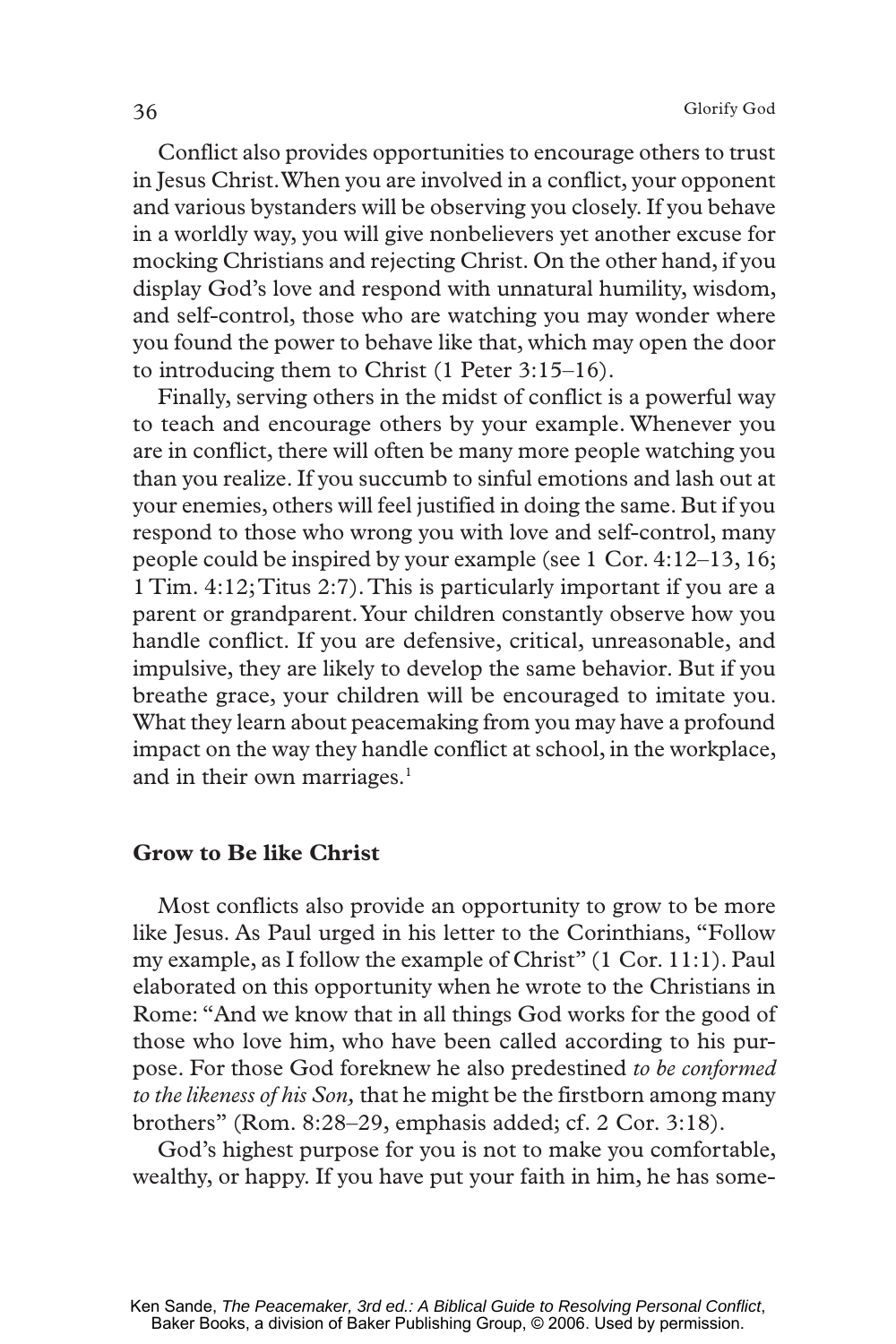Conflict also provides opportunities to encourage others to trust in Jesus Christ. When you are involved in a conflict, your opponent and various bystanders will be observing you closely. If you behave in a worldly way, you will give nonbelievers yet another excuse for mocking Christians and rejecting Christ. On the other hand, if you display God's love and respond with unnatural humility, wisdom, and self-control, those who are watching you may wonder where you found the power to behave like that, which may open the door to introducing them to Christ (1 Peter 3:15–16).

Finally, serving others in the midst of conflict is a powerful way to teach and encourage others by your example. Whenever you are in conflict, there will often be many more people watching you than you realize. If you succumb to sinful emotions and lash out at your enemies, others will feel justified in doing the same. But if you respond to those who wrong you with love and self-control, many people could be inspired by your example (see 1 Cor. 4:12–13, 16; 1 Tim. 4:12; Titus 2:7). This is particularly important if you are a parent or grandparent. Your children constantly observe how you handle conflict. If you are defensive, critical, unreasonable, and impulsive, they are likely to develop the same behavior. But if you breathe grace, your children will be encouraged to imitate you. What they learn about peacemaking from you may have a profound impact on the way they handle conflict at school, in the workplace, and in their own marriages.[1]

## Grow to Be like Christ

Most conflicts also provide an opportunity to grow to be more like Jesus. As Paul urged in his letter to the Corinthians, "Follow my example, as I follow the example of Christ" (1 Cor. 11:1). Paul elaborated on this opportunity when he wrote to the Christians in Rome: "And we know that in all things God works for the good of those who love him, who have been called according to his purpose. For those God foreknew he also predestined *to be conformed to the likeness of his Son,* that he might be the firstborn among many brothers" (Rom. 8:28–29, emphasis added; cf. 2 Cor. 3:18).

God's highest purpose for you is not to make you comfortable, wealthy, or happy. If you have put your faith in him, he has some-

Ken Sande, *The Peacemaker, 3rd ed.: A Biblical Guide to Resolving Personal Conflict*, Baker Books, a division of Baker Publishing Group, © 2006. Used by permission.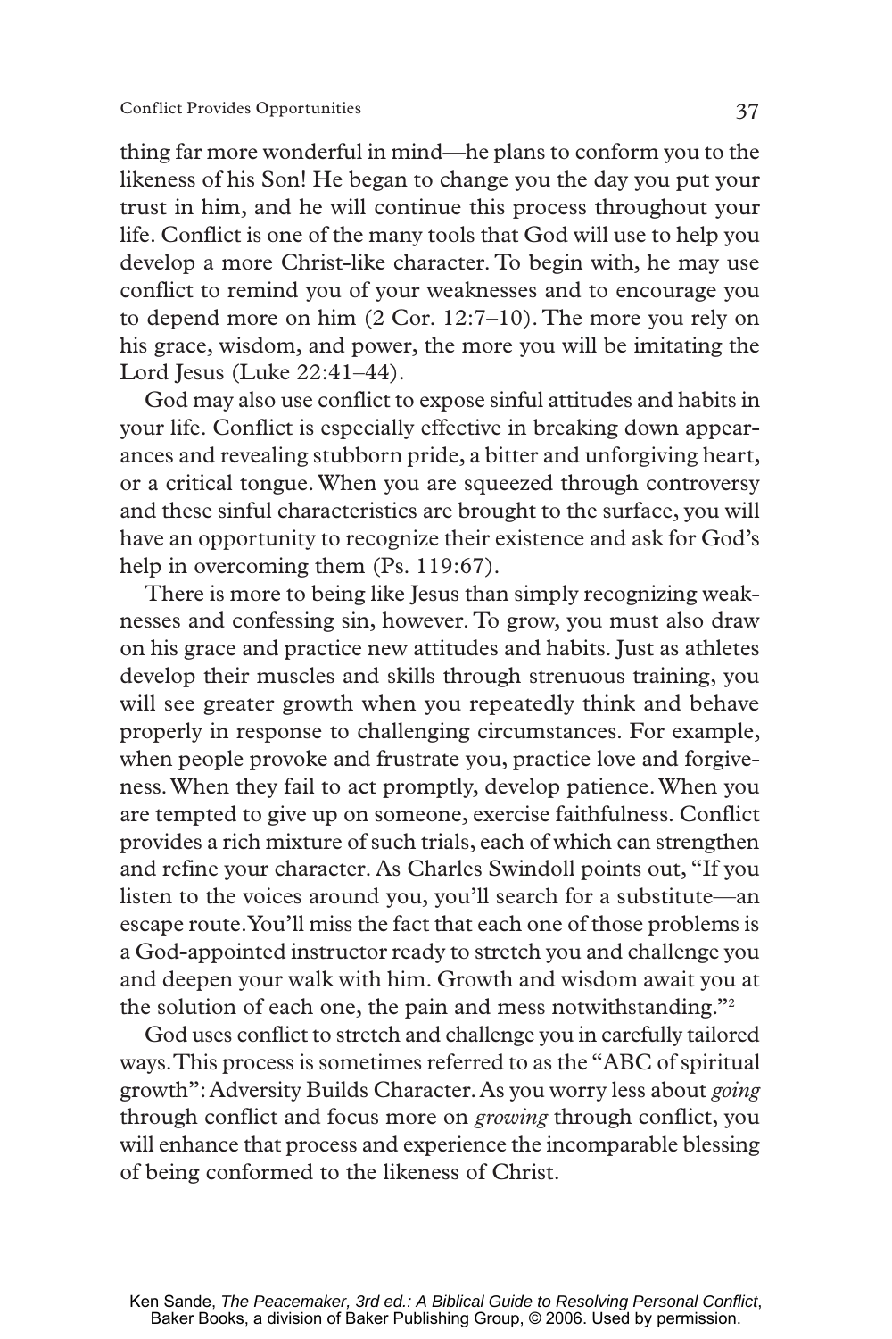thing far more wonderful in mind—he plans to conform you to the likeness of his Son! He began to change you the day you put your trust in him, and he will continue this process throughout your life. Conflict is one of the many tools that God will use to help you develop a more Christ-like character. To begin with, he may use conflict to remind you of your weaknesses and to encourage you to depend more on him (2 Cor. 12:7–10). The more you rely on his grace, wisdom, and power, the more you will be imitating the Lord Jesus (Luke 22:41–44).

God may also use conflict to expose sinful attitudes and habits in your life. Conflict is especially effective in breaking down appearances and revealing stubborn pride, a bitter and unforgiving heart, or a critical tongue. When you are squeezed through controversy and these sinful characteristics are brought to the surface, you will have an opportunity to recognize their existence and ask for God's help in overcoming them (Ps. 119:67).

There is more to being like Jesus than simply recognizing weaknesses and confessing sin, however. To grow, you must also draw on his grace and practice new attitudes and habits. Just as athletes develop their muscles and skills through strenuous training, you will see greater growth when you repeatedly think and behave properly in response to challenging circumstances. For example, when people provoke and frustrate you, practice love and forgiveness. When they fail to act promptly, develop patience. When you are tempted to give up on someone, exercise faithfulness. Conflict provides a rich mixture of such trials, each of which can strengthen and refine your character. As Charles Swindoll points out, "If you listen to the voices around you, you'll search for a substitute—an escape route. You'll miss the fact that each one of those problems is a God-appointed instructor ready to stretch you and challenge you and deepen your walk with him. Growth and wisdom await you at the solution of each one, the pain and mess notwithstanding."[2]

God uses conflict to stretch and challenge you in carefully tailored ways. This process is sometimes referred to as the "ABC of spiritual growth": Adversity Builds Character. As you worry less about *going* through conflict and focus more on *growing* through conflict, you will enhance that process and experience the incomparable blessing of being conformed to the likeness of Christ.

Ken Sande, *The Peacemaker, 3rd ed.: A Biblical Guide to Resolving Personal Conflict*, Baker Books, a division of Baker Publishing Group, © 2006. Used by permission.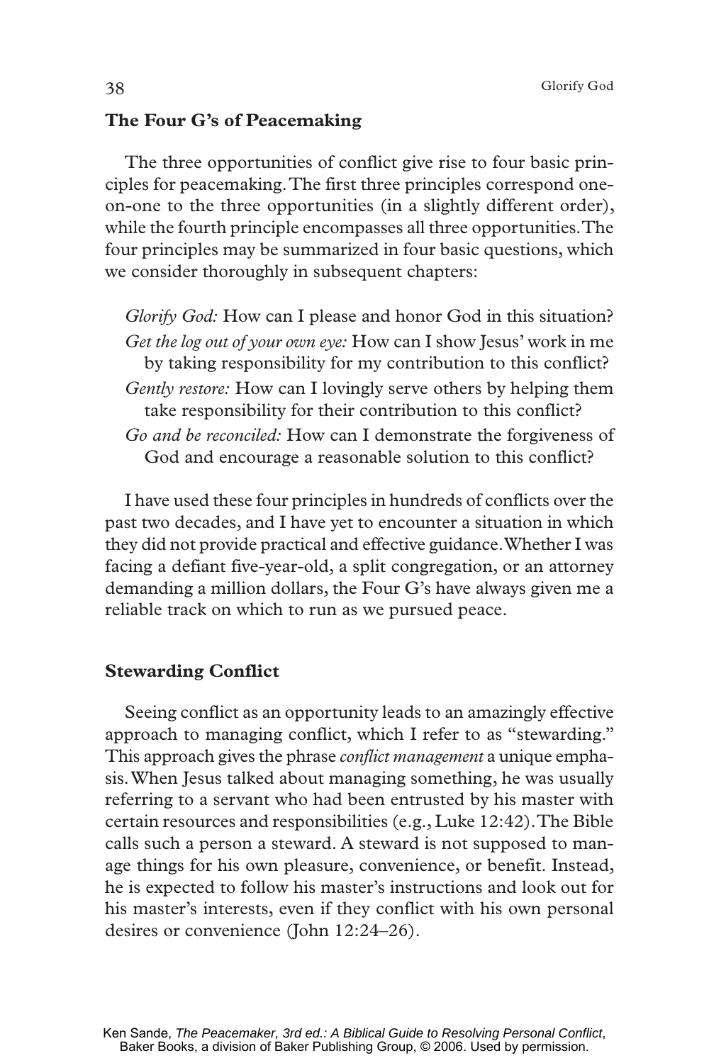## The Four G's of Peacemaking

The three opportunities of conflict give rise to four basic principles for peacemaking. The first three principles correspond one-on-one to the three opportunities (in a slightly different order), while the fourth principle encompasses all three opportunities. The four principles may be summarized in four basic questions, which we consider thoroughly in subsequent chapters:

*Glorify God:* How can I please and honor God in this situation?

*Get the log out of your own eye:* How can I show Jesus' work in me by taking responsibility for my contribution to this conflict?

*Gently restore:* How can I lovingly serve others by helping them take responsibility for their contribution to this conflict?

*Go and be reconciled:* How can I demonstrate the forgiveness of God and encourage a reasonable solution to this conflict?

I have used these four principles in hundreds of conflicts over the past two decades, and I have yet to encounter a situation in which they did not provide practical and effective guidance. Whether I was facing a defiant five-year-old, a split congregation, or an attorney demanding a million dollars, the Four G's have always given me a reliable track on which to run as we pursued peace.

## Stewarding Conflict

Seeing conflict as an opportunity leads to an amazingly effective approach to managing conflict, which I refer to as "stewarding." This approach gives the phrase *conflict management* a unique emphasis. When Jesus talked about managing something, he was usually referring to a servant who had been entrusted by his master with certain resources and responsibilities (e.g., Luke 12:42). The Bible calls such a person a steward. A steward is not supposed to manage things for his own pleasure, convenience, or benefit. Instead, he is expected to follow his master's instructions and look out for his master's interests, even if they conflict with his own personal desires or convenience (John 12:24–26).

Ken Sande, *The Peacemaker, 3rd ed.: A Biblical Guide to Resolving Personal Conflict*, Baker Books, a division of Baker Publishing Group, © 2006. Used by permission.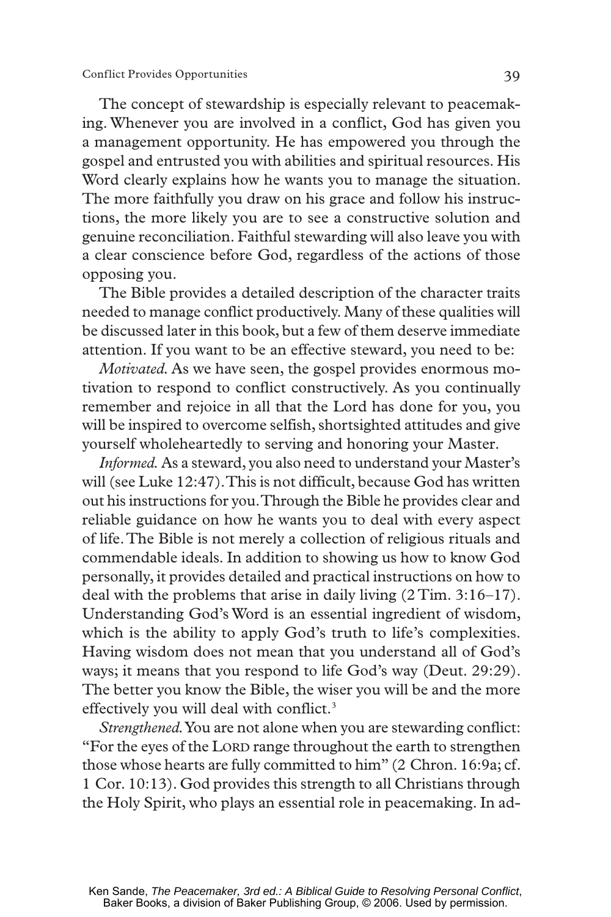The concept of stewardship is especially relevant to peacemaking. Whenever you are involved in a conflict, God has given you a management opportunity. He has empowered you through the gospel and entrusted you with abilities and spiritual resources. His Word clearly explains how he wants you to manage the situation. The more faithfully you draw on his grace and follow his instructions, the more likely you are to see a constructive solution and genuine reconciliation. Faithful stewarding will also leave you with a clear conscience before God, regardless of the actions of those opposing you.

The Bible provides a detailed description of the character traits needed to manage conflict productively. Many of these qualities will be discussed later in this book, but a few of them deserve immediate attention. If you want to be an effective steward, you need to be:

*Motivated.* As we have seen, the gospel provides enormous motivation to respond to conflict constructively. As you continually remember and rejoice in all that the Lord has done for you, you will be inspired to overcome selfish, shortsighted attitudes and give yourself wholeheartedly to serving and honoring your Master.

*Informed.* As a steward, you also need to understand your Master's will (see Luke 12:47). This is not difficult, because God has written out his instructions for you. Through the Bible he provides clear and reliable guidance on how he wants you to deal with every aspect of life. The Bible is not merely a collection of religious rituals and commendable ideals. In addition to showing us how to know God personally, it provides detailed and practical instructions on how to deal with the problems that arise in daily living (2 Tim. 3:16–17). Understanding God's Word is an essential ingredient of wisdom, which is the ability to apply God's truth to life's complexities. Having wisdom does not mean that you understand all of God's ways; it means that you respond to life God's way (Deut. 29:29). The better you know the Bible, the wiser you will be and the more effectively you will deal with conflict.[3]

*Strengthened.* You are not alone when you are stewarding conflict: "For the eyes of the LORD range throughout the earth to strengthen those whose hearts are fully committed to him" (2 Chron. 16:9a; cf. 1 Cor. 10:13). God provides this strength to all Christians through the Holy Spirit, who plays an essential role in peacemaking. In ad-

Ken Sande, *The Peacemaker, 3rd ed.: A Biblical Guide to Resolving Personal Conflict*, Baker Books, a division of Baker Publishing Group, © 2006. Used by permission.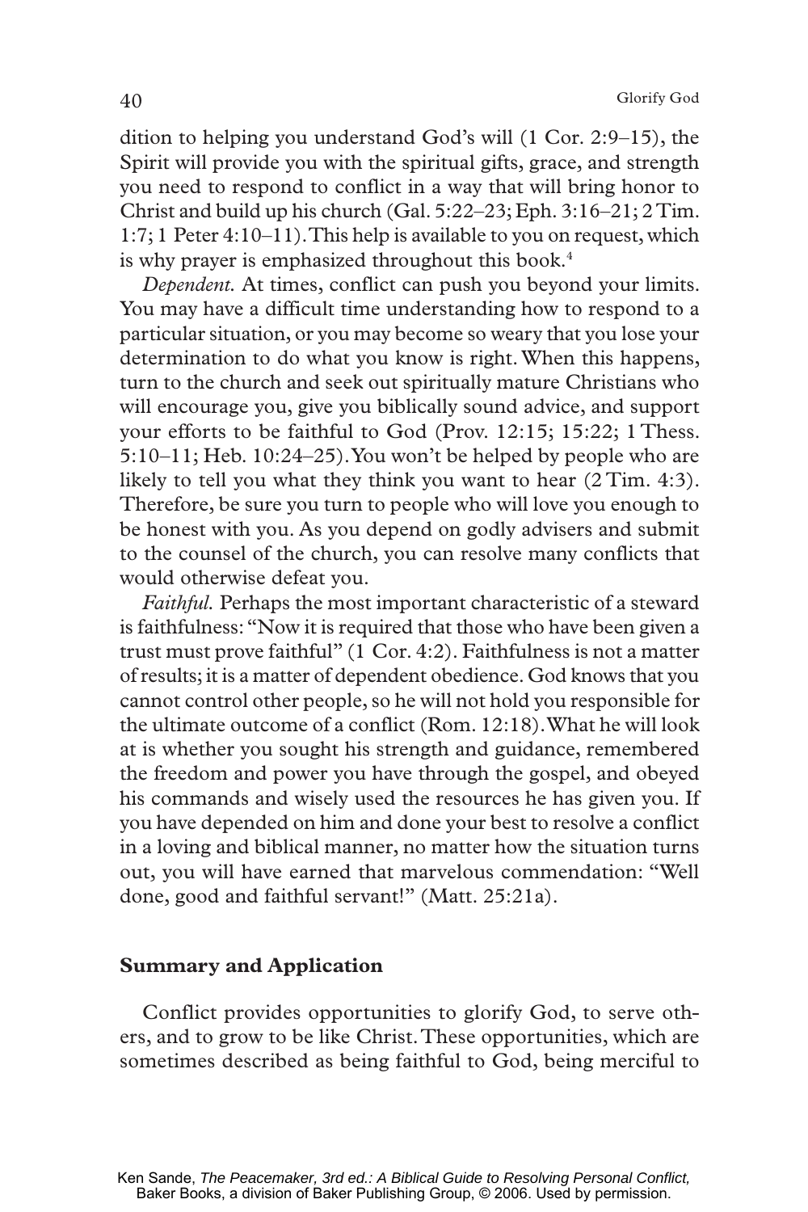dition to helping you understand God's will (1 Cor. 2:9–15), the Spirit will provide you with the spiritual gifts, grace, and strength you need to respond to conflict in a way that will bring honor to Christ and build up his church (Gal. 5:22–23; Eph. 3:16–21; 2 Tim. 1:7; 1 Peter 4:10–11). This help is available to you on request, which is why prayer is emphasized throughout this book.[4]

*Dependent.* At times, conflict can push you beyond your limits. You may have a difficult time understanding how to respond to a particular situation, or you may become so weary that you lose your determination to do what you know is right. When this happens, turn to the church and seek out spiritually mature Christians who will encourage you, give you biblically sound advice, and support your efforts to be faithful to God (Prov. 12:15; 15:22; 1 Thess. 5:10–11; Heb. 10:24–25). You won't be helped by people who are likely to tell you what they think you want to hear (2 Tim. 4:3). Therefore, be sure you turn to people who will love you enough to be honest with you. As you depend on godly advisers and submit to the counsel of the church, you can resolve many conflicts that would otherwise defeat you.

*Faithful.* Perhaps the most important characteristic of a steward is faithfulness: "Now it is required that those who have been given a trust must prove faithful" (1 Cor. 4:2). Faithfulness is not a matter of results; it is a matter of dependent obedience. God knows that you cannot control other people, so he will not hold you responsible for the ultimate outcome of a conflict (Rom. 12:18). What he will look at is whether you sought his strength and guidance, remembered the freedom and power you have through the gospel, and obeyed his commands and wisely used the resources he has given you. If you have depended on him and done your best to resolve a conflict in a loving and biblical manner, no matter how the situation turns out, you will have earned that marvelous commendation: "Well done, good and faithful servant!" (Matt. 25:21a).

## Summary and Application

Conflict provides opportunities to glorify God, to serve others, and to grow to be like Christ. These opportunities, which are sometimes described as being faithful to God, being merciful to

Ken Sande, *The Peacemaker, 3rd ed.: A Biblical Guide to Resolving Personal Conflict,* Baker Books, a division of Baker Publishing Group, © 2006. Used by permission.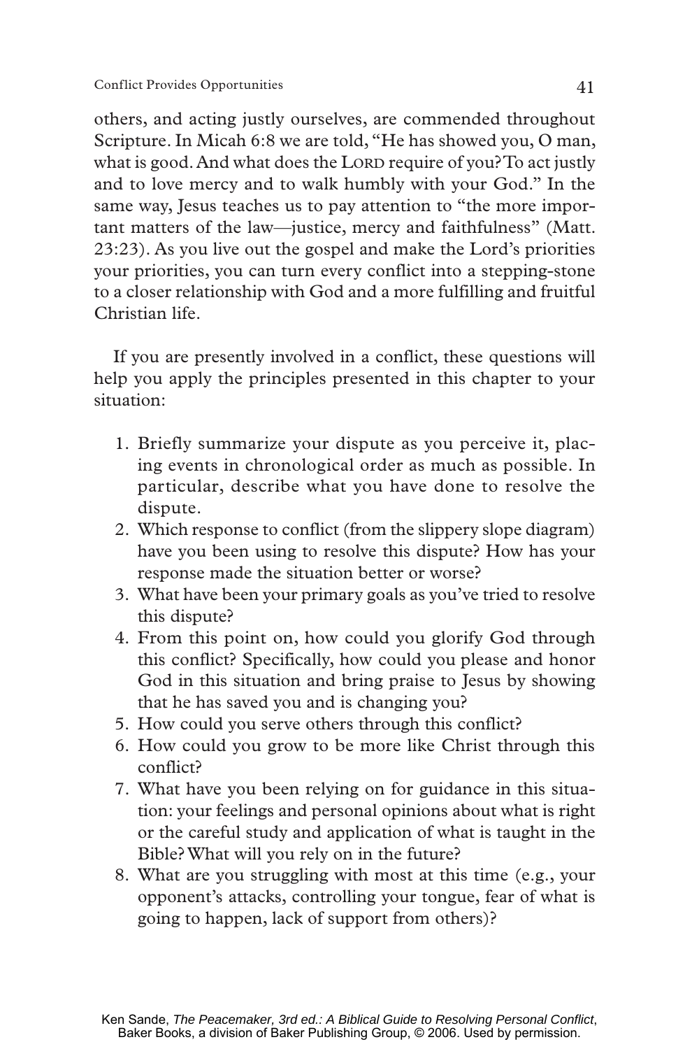others, and acting justly ourselves, are commended throughout Scripture. In Micah 6:8 we are told, "He has showed you, O man, what is good. And what does the LORD require of you? To act justly and to love mercy and to walk humbly with your God." In the same way, Jesus teaches us to pay attention to "the more important matters of the law—justice, mercy and faithfulness" (Matt. 23:23). As you live out the gospel and make the Lord's priorities your priorities, you can turn every conflict into a stepping-stone to a closer relationship with God and a more fulfilling and fruitful Christian life.

If you are presently involved in a conflict, these questions will help you apply the principles presented in this chapter to your situation:

1. Briefly summarize your dispute as you perceive it, placing events in chronological order as much as possible. In particular, describe what you have done to resolve the dispute.
2. Which response to conflict (from the slippery slope diagram) have you been using to resolve this dispute? How has your response made the situation better or worse?
3. What have been your primary goals as you've tried to resolve this dispute?
4. From this point on, how could you glorify God through this conflict? Specifically, how could you please and honor God in this situation and bring praise to Jesus by showing that he has saved you and is changing you?
5. How could you serve others through this conflict?
6. How could you grow to be more like Christ through this conflict?
7. What have you been relying on for guidance in this situation: your feelings and personal opinions about what is right or the careful study and application of what is taught in the Bible? What will you rely on in the future?
8. What are you struggling with most at this time (e.g., your opponent's attacks, controlling your tongue, fear of what is going to happen, lack of support from others)?

Ken Sande, *The Peacemaker, 3rd ed.: A Biblical Guide to Resolving Personal Conflict*, Baker Books, a division of Baker Publishing Group, © 2006. Used by permission.